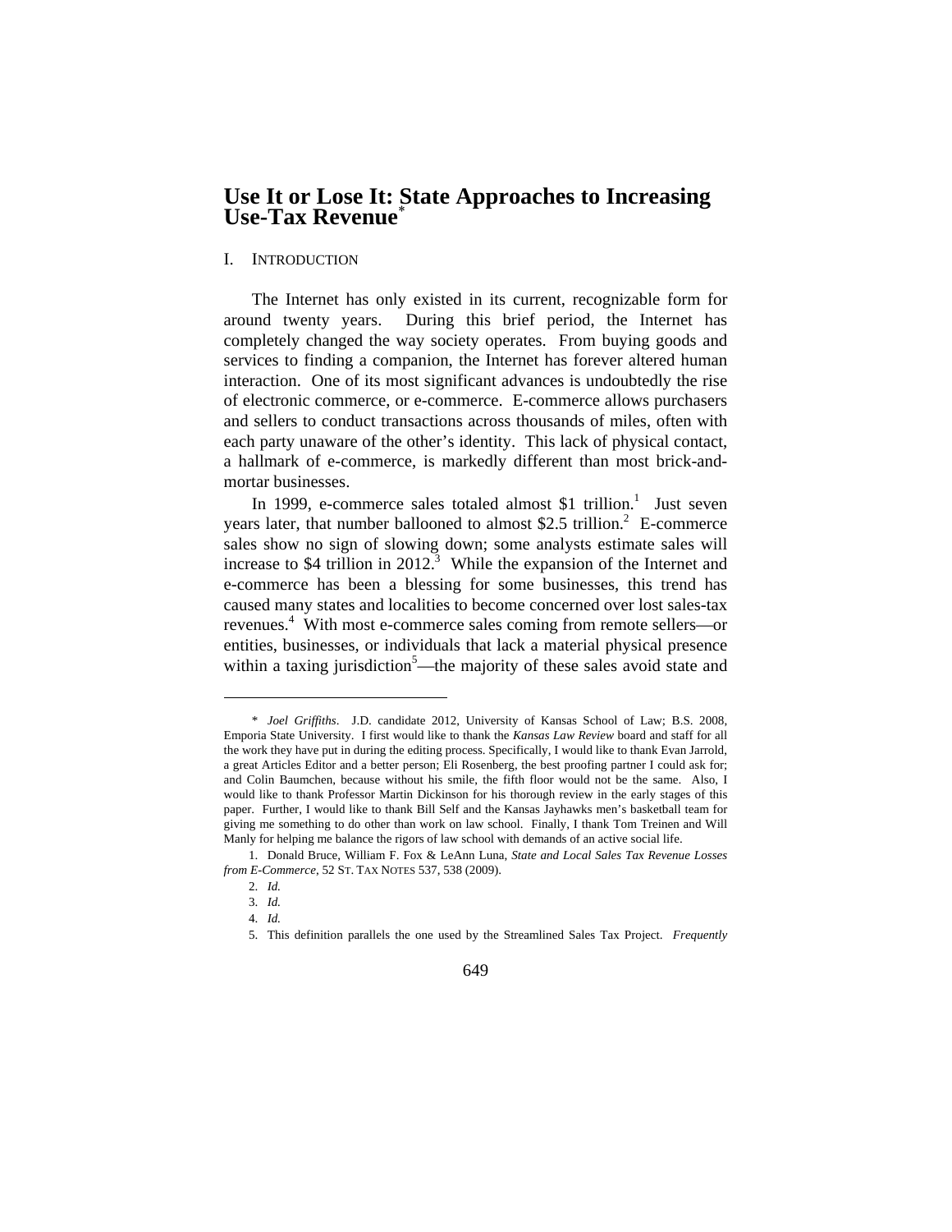# Use It or Lose It: State Approaches to Increasing Use-Tax Revenue[*]

## I. INTRODUCTION

The Internet has only existed in its current, recognizable form for around twenty years. During this brief period, the Internet has completely changed the way society operates. From buying goods and services to finding a companion, the Internet has forever altered human interaction. One of its most significant advances is undoubtedly the rise of electronic commerce, or e-commerce. E-commerce allows purchasers and sellers to conduct transactions across thousands of miles, often with each party unaware of the other's identity. This lack of physical contact, a hallmark of e-commerce, is markedly different than most brick-and-mortar businesses.

In 1999, e-commerce sales totaled almost $1 trillion.[1] Just seven years later, that number ballooned to almost $2.5 trillion.[2] E-commerce sales show no sign of slowing down; some analysts estimate sales will increase to $4 trillion in 2012.[3] While the expansion of the Internet and e-commerce has been a blessing for some businesses, this trend has caused many states and localities to become concerned over lost sales-tax revenues.[4] With most e-commerce sales coming from remote sellers—or entities, businesses, or individuals that lack a material physical presence within a taxing jurisdiction[5]—the majority of these sales avoid state and

---

\* *Joel Griffiths*. J.D. candidate 2012, University of Kansas School of Law; B.S. 2008, Emporia State University. I first would like to thank the *Kansas Law Review* board and staff for all the work they have put in during the editing process. Specifically, I would like to thank Evan Jarrold, a great Articles Editor and a better person; Eli Rosenberg, the best proofing partner I could ask for; and Colin Baumchen, because without his smile, the fifth floor would not be the same. Also, I would like to thank Professor Martin Dickinson for his thorough review in the early stages of this paper. Further, I would like to thank Bill Self and the Kansas Jayhawks men's basketball team for giving me something to do other than work on law school. Finally, I thank Tom Treinen and Will Manly for helping me balance the rigors of law school with demands of an active social life.

1. Donald Bruce, William F. Fox & LeAnn Luna, *State and Local Sales Tax Revenue Losses from E-Commerce*, 52 ST. TAX NOTES 537, 538 (2009).

2. *Id.*

3. *Id.*

4. *Id.*

5. This definition parallels the one used by the Streamlined Sales Tax Project. *Frequently*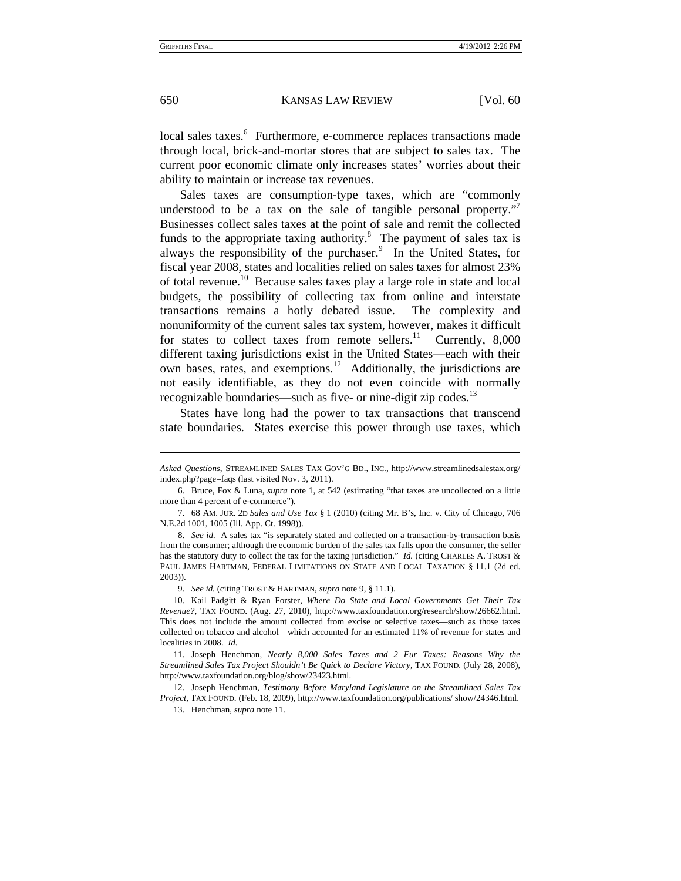local sales taxes.[6] Furthermore, e-commerce replaces transactions made through local, brick-and-mortar stores that are subject to sales tax. The current poor economic climate only increases states' worries about their ability to maintain or increase tax revenues.

Sales taxes are consumption-type taxes, which are "commonly understood to be a tax on the sale of tangible personal property."[7] Businesses collect sales taxes at the point of sale and remit the collected funds to the appropriate taxing authority.[8] The payment of sales tax is always the responsibility of the purchaser.[9] In the United States, for fiscal year 2008, states and localities relied on sales taxes for almost 23% of total revenue.[10] Because sales taxes play a large role in state and local budgets, the possibility of collecting tax from online and interstate transactions remains a hotly debated issue. The complexity and nonuniformity of the current sales tax system, however, makes it difficult for states to collect taxes from remote sellers.[11] Currently, 8,000 different taxing jurisdictions exist in the United States—each with their own bases, rates, and exemptions.[12] Additionally, the jurisdictions are not easily identifiable, as they do not even coincide with normally recognizable boundaries—such as five- or nine-digit zip codes.[13]

States have long had the power to tax transactions that transcend state boundaries. States exercise this power through use taxes, which

---

*Asked Questions*, STREAMLINED SALES TAX GOV'G BD., INC., http://www.streamlinedsalestax.org/index.php?page=faqs (last visited Nov. 3, 2011).

6. Bruce, Fox & Luna, *supra* note 1, at 542 (estimating "that taxes are uncollected on a little more than 4 percent of e-commerce").

7. 68 AM. JUR. 2D *Sales and Use Tax* § 1 (2010) (citing Mr. B's, Inc. v. City of Chicago, 706 N.E.2d 1001, 1005 (Ill. App. Ct. 1998)).

8. *See id.* A sales tax "is separately stated and collected on a transaction-by-transaction basis from the consumer; although the economic burden of the sales tax falls upon the consumer, the seller has the statutory duty to collect the tax for the taxing jurisdiction." *Id.* (citing CHARLES A. TROST & PAUL JAMES HARTMAN, FEDERAL LIMITATIONS ON STATE AND LOCAL TAXATION § 11.1 (2d ed. 2003)).

9. *See id.* (citing TROST & HARTMAN, *supra* note 9, § 11.1).

10. Kail Padgitt & Ryan Forster, *Where Do State and Local Governments Get Their Tax Revenue?*, TAX FOUND. (Aug. 27, 2010), http://www.taxfoundation.org/research/show/26662.html. This does not include the amount collected from excise or selective taxes—such as those taxes collected on tobacco and alcohol—which accounted for an estimated 11% of revenue for states and localities in 2008. *Id.*

11. Joseph Henchman, *Nearly 8,000 Sales Taxes and 2 Fur Taxes: Reasons Why the Streamlined Sales Tax Project Shouldn't Be Quick to Declare Victory*, TAX FOUND. (July 28, 2008), http://www.taxfoundation.org/blog/show/23423.html.

12. Joseph Henchman, *Testimony Before Maryland Legislature on the Streamlined Sales Tax Project*, TAX FOUND. (Feb. 18, 2009), http://www.taxfoundation.org/publications/ show/24346.html.

13. Henchman, *supra* note 11.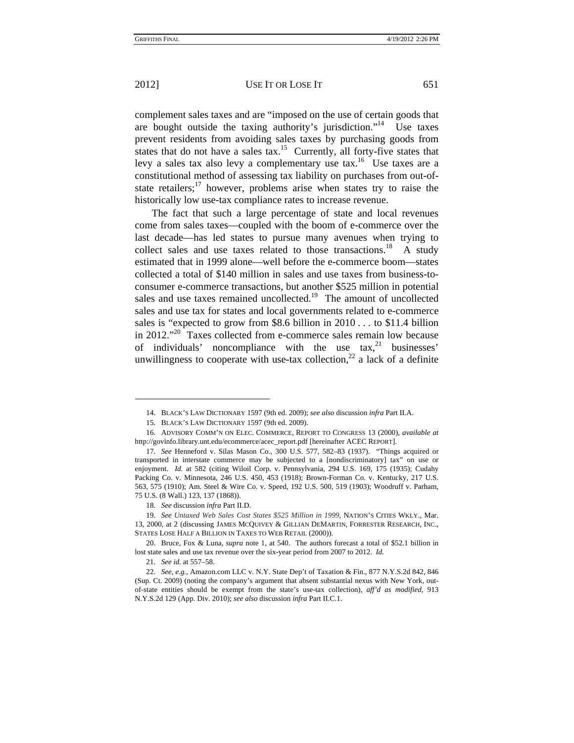complement sales taxes and are "imposed on the use of certain goods that are bought outside the taxing authority's jurisdiction."[14] Use taxes prevent residents from avoiding sales taxes by purchasing goods from states that do not have a sales tax.[15] Currently, all forty-five states that levy a sales tax also levy a complementary use tax.[16] Use taxes are a constitutional method of assessing tax liability on purchases from out-of-state retailers;[17] however, problems arise when states try to raise the historically low use-tax compliance rates to increase revenue.

The fact that such a large percentage of state and local revenues come from sales taxes—coupled with the boom of e-commerce over the last decade—has led states to pursue many avenues when trying to collect sales and use taxes related to those transactions.[18] A study estimated that in 1999 alone—well before the e-commerce boom—states collected a total of $140 million in sales and use taxes from business-to-consumer e-commerce transactions, but another $525 million in potential sales and use taxes remained uncollected.[19] The amount of uncollected sales and use tax for states and local governments related to e-commerce sales is "expected to grow from $8.6 billion in 2010 . . . to $11.4 billion in 2012."[20] Taxes collected from e-commerce sales remain low because of individuals' noncompliance with the use tax,[21] businesses' unwillingness to cooperate with use-tax collection,[22] a lack of a definite

---

14. BLACK'S LAW DICTIONARY 1597 (9th ed. 2009); *see also* discussion *infra* Part II.A.

15. BLACK'S LAW DICTIONARY 1597 (9th ed. 2009).

16. ADVISORY COMM'N ON ELEC. COMMERCE, REPORT TO CONGRESS 13 (2000), *available at* http://govinfo.library.unt.edu/ecommerce/acec_report.pdf [hereinafter ACEC REPORT].

17. *See* Henneford v. Silas Mason Co., 300 U.S. 577, 582–83 (1937). "Things acquired or transported in interstate commerce may be subjected to a [nondiscriminatory] tax" on use or enjoyment. *Id.* at 582 (citing Wiloil Corp. v. Pennsylvania, 294 U.S. 169, 175 (1935); Cudahy Packing Co. v. Minnesota, 246 U.S. 450, 453 (1918); Brown-Forman Co. v. Kentucky, 217 U.S. 563, 575 (1910); Am. Steel & Wire Co. v. Speed, 192 U.S. 500, 519 (1903); Woodruff v. Parham, 75 U.S. (8 Wall.) 123, 137 (1868)).

18. *See* discussion *infra* Part II.D.

19. *See Untaxed Web Sales Cost States $525 Million in 1999*, NATION'S CITIES WKLY., Mar. 13, 2000, at 2 (discussing JAMES MCQUIVEY & GILLIAN DEMARTIN, FORRESTER RESEARCH, INC., STATES LOSE HALF A BILLION IN TAXES TO WEB RETAIL (2000)).

20. Bruce, Fox & Luna, *supra* note 1, at 540. The authors forecast a total of $52.1 billion in lost state sales and use tax revenue over the six-year period from 2007 to 2012. *Id.*

21. *See id.* at 557–58.

22. *See, e.g.*, Amazon.com LLC v. N.Y. State Dep't of Taxation & Fin., 877 N.Y.S.2d 842, 846 (Sup. Ct. 2009) (noting the company's argument that absent substantial nexus with New York, out-of-state entities should be exempt from the state's use-tax collection), *aff'd as modified*, 913 N.Y.S.2d 129 (App. Div. 2010); *see also* discussion *infra* Part II.C.1.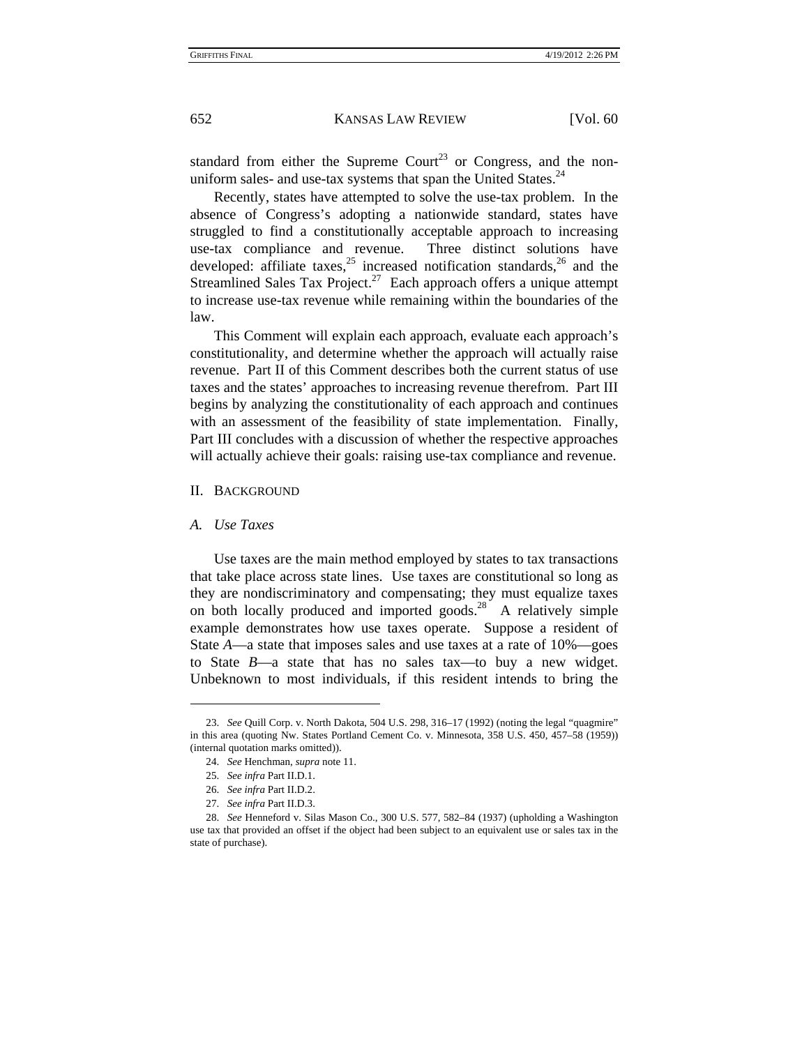standard from either the Supreme Court[23] or Congress, and the non-uniform sales- and use-tax systems that span the United States.[24]

Recently, states have attempted to solve the use-tax problem. In the absence of Congress's adopting a nationwide standard, states have struggled to find a constitutionally acceptable approach to increasing use-tax compliance and revenue. Three distinct solutions have developed: affiliate taxes,[25] increased notification standards,[26] and the Streamlined Sales Tax Project.[27] Each approach offers a unique attempt to increase use-tax revenue while remaining within the boundaries of the law.

This Comment will explain each approach, evaluate each approach's constitutionality, and determine whether the approach will actually raise revenue. Part II of this Comment describes both the current status of use taxes and the states' approaches to increasing revenue therefrom. Part III begins by analyzing the constitutionality of each approach and continues with an assessment of the feasibility of state implementation. Finally, Part III concludes with a discussion of whether the respective approaches will actually achieve their goals: raising use-tax compliance and revenue.

## II. Background

### *A. Use Taxes*

Use taxes are the main method employed by states to tax transactions that take place across state lines. Use taxes are constitutional so long as they are nondiscriminatory and compensating; they must equalize taxes on both locally produced and imported goods.[28] A relatively simple example demonstrates how use taxes operate. Suppose a resident of State *A*—a state that imposes sales and use taxes at a rate of 10%—goes to State *B*—a state that has no sales tax—to buy a new widget. Unbeknown to most individuals, if this resident intends to bring the

---

23. *See* Quill Corp. v. North Dakota, 504 U.S. 298, 316–17 (1992) (noting the legal "quagmire" in this area (quoting Nw. States Portland Cement Co. v. Minnesota, 358 U.S. 450, 457–58 (1959)) (internal quotation marks omitted)).

24. *See* Henchman, *supra* note 11.

25. *See infra* Part II.D.1.

26. *See infra* Part II.D.2.

27. *See infra* Part II.D.3.

28. *See* Henneford v. Silas Mason Co., 300 U.S. 577, 582–84 (1937) (upholding a Washington use tax that provided an offset if the object had been subject to an equivalent use or sales tax in the state of purchase).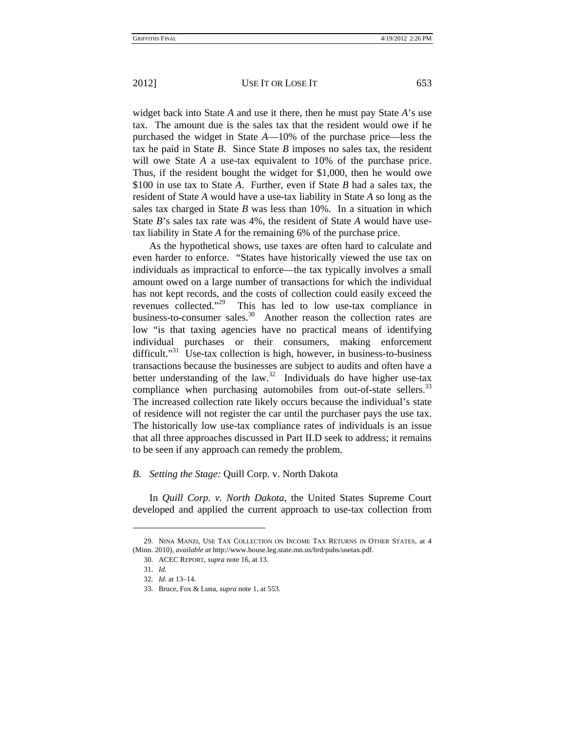widget back into State *A* and use it there, then he must pay State *A*'s use tax. The amount due is the sales tax that the resident would owe if he purchased the widget in State *A*—10% of the purchase price—less the tax he paid in State *B*. Since State *B* imposes no sales tax, the resident will owe State *A* a use-tax equivalent to 10% of the purchase price. Thus, if the resident bought the widget for $1,000, then he would owe $100 in use tax to State *A*. Further, even if State *B* had a sales tax, the resident of State *A* would have a use-tax liability in State *A* so long as the sales tax charged in State *B* was less than 10%. In a situation in which State *B*'s sales tax rate was 4%, the resident of State *A* would have use-tax liability in State *A* for the remaining 6% of the purchase price.

As the hypothetical shows, use taxes are often hard to calculate and even harder to enforce. "States have historically viewed the use tax on individuals as impractical to enforce—the tax typically involves a small amount owed on a large number of transactions for which the individual has not kept records, and the costs of collection could easily exceed the revenues collected."[29] This has led to low use-tax compliance in business-to-consumer sales.[30] Another reason the collection rates are low "is that taxing agencies have no practical means of identifying individual purchases or their consumers, making enforcement difficult."[31] Use-tax collection is high, however, in business-to-business transactions because the businesses are subject to audits and often have a better understanding of the law.[32] Individuals do have higher use-tax compliance when purchasing automobiles from out-of-state sellers.[33] The increased collection rate likely occurs because the individual's state of residence will not register the car until the purchaser pays the use tax. The historically low use-tax compliance rates of individuals is an issue that all three approaches discussed in Part II.D seek to address; it remains to be seen if any approach can remedy the problem.

### *B. Setting the Stage:* Quill Corp. v. North Dakota

In *Quill Corp. v. North Dakota*, the United States Supreme Court developed and applied the current approach to use-tax collection from

---

29. NINA MANZI, USE TAX COLLECTION ON INCOME TAX RETURNS IN OTHER STATES, at 4 (Minn. 2010), *available at* http://www.house.leg.state.mn.us/hrd/pubs/usetax.pdf.

30. ACEC REPORT, *supra* note 16, at 13.

31. *Id.*

32. *Id.* at 13–14.

33. Bruce, Fox & Luna, *supra* note 1, at 553.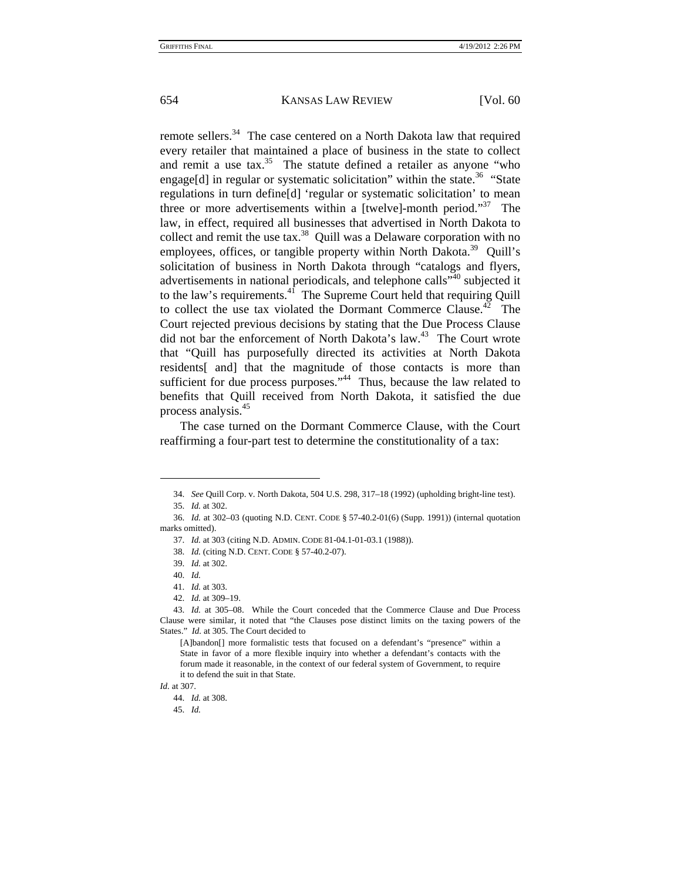remote sellers.[34] The case centered on a North Dakota law that required every retailer that maintained a place of business in the state to collect and remit a use tax.[35] The statute defined a retailer as anyone "who engage[d] in regular or systematic solicitation" within the state.[36] "State regulations in turn define[d] 'regular or systematic solicitation' to mean three or more advertisements within a [twelve]-month period."[37] The law, in effect, required all businesses that advertised in North Dakota to collect and remit the use tax.[38] Quill was a Delaware corporation with no employees, offices, or tangible property within North Dakota.[39] Quill's solicitation of business in North Dakota through "catalogs and flyers, advertisements in national periodicals, and telephone calls"[40] subjected it to the law's requirements.[41] The Supreme Court held that requiring Quill to collect the use tax violated the Dormant Commerce Clause.[42] The Court rejected previous decisions by stating that the Due Process Clause did not bar the enforcement of North Dakota's law.[43] The Court wrote that "Quill has purposefully directed its activities at North Dakota residents[ and] that the magnitude of those contacts is more than sufficient for due process purposes."[44] Thus, because the law related to benefits that Quill received from North Dakota, it satisfied the due process analysis.[45]

The case turned on the Dormant Commerce Clause, with the Court reaffirming a four-part test to determine the constitutionality of a tax:

---

34. *See* Quill Corp. v. North Dakota, 504 U.S. 298, 317–18 (1992) (upholding bright-line test).

35. *Id.* at 302.

36. *Id.* at 302–03 (quoting N.D. CENT. CODE § 57-40.2-01(6) (Supp. 1991)) (internal quotation marks omitted).

37. *Id.* at 303 (citing N.D. ADMIN. CODE 81-04.1-01-03.1 (1988)).

38. *Id.* (citing N.D. CENT. CODE § 57-40.2-07).

39. *Id.* at 302.

40. *Id.*

41. *Id.* at 303.

42. *Id.* at 309–19.

43. *Id.* at 305–08. While the Court conceded that the Commerce Clause and Due Process Clause were similar, it noted that "the Clauses pose distinct limits on the taxing powers of the States." *Id.* at 305. The Court decided to

> [A]bandon[] more formalistic tests that focused on a defendant's "presence" within a State in favor of a more flexible inquiry into whether a defendant's contacts with the forum made it reasonable, in the context of our federal system of Government, to require it to defend the suit in that State.

*Id.* at 307.

44. *Id.* at 308.

45. *Id.*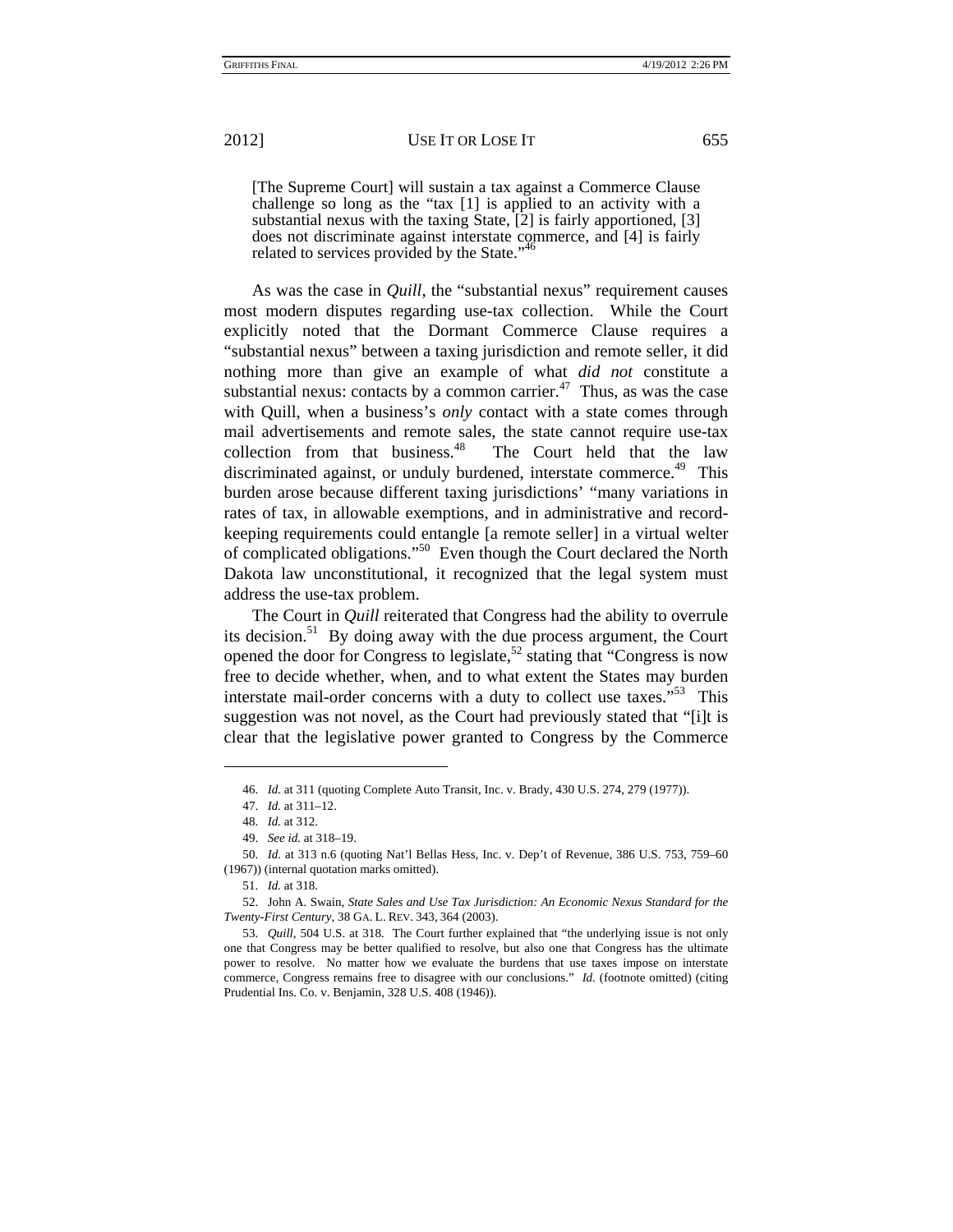> [The Supreme Court] will sustain a tax against a Commerce Clause challenge so long as the "tax [1] is applied to an activity with a substantial nexus with the taxing State, [2] is fairly apportioned, [3] does not discriminate against interstate commerce, and [4] is fairly related to services provided by the State."[46]

As was the case in *Quill*, the "substantial nexus" requirement causes most modern disputes regarding use-tax collection. While the Court explicitly noted that the Dormant Commerce Clause requires a "substantial nexus" between a taxing jurisdiction and remote seller, it did nothing more than give an example of what *did not* constitute a substantial nexus: contacts by a common carrier.[47] Thus, as was the case with Quill, when a business's *only* contact with a state comes through mail advertisements and remote sales, the state cannot require use-tax collection from that business.[48] The Court held that the law discriminated against, or unduly burdened, interstate commerce.[49] This burden arose because different taxing jurisdictions' "many variations in rates of tax, in allowable exemptions, and in administrative and record-keeping requirements could entangle [a remote seller] in a virtual welter of complicated obligations."[50] Even though the Court declared the North Dakota law unconstitutional, it recognized that the legal system must address the use-tax problem.

The Court in *Quill* reiterated that Congress had the ability to overrule its decision.[51] By doing away with the due process argument, the Court opened the door for Congress to legislate,[52] stating that "Congress is now free to decide whether, when, and to what extent the States may burden interstate mail-order concerns with a duty to collect use taxes."[53] This suggestion was not novel, as the Court had previously stated that "[i]t is clear that the legislative power granted to Congress by the Commerce

---

46. *Id.* at 311 (quoting Complete Auto Transit, Inc. v. Brady, 430 U.S. 274, 279 (1977)).

47. *Id.* at 311–12.

48. *Id.* at 312.

49. *See id.* at 318–19.

50. *Id.* at 313 n.6 (quoting Nat'l Bellas Hess, Inc. v. Dep't of Revenue, 386 U.S. 753, 759–60 (1967)) (internal quotation marks omitted).

51. *Id.* at 318.

52. John A. Swain, *State Sales and Use Tax Jurisdiction: An Economic Nexus Standard for the Twenty-First Century*, 38 GA. L. REV. 343, 364 (2003).

53. *Quill*, 504 U.S. at 318. The Court further explained that "the underlying issue is not only one that Congress may be better qualified to resolve, but also one that Congress has the ultimate power to resolve. No matter how we evaluate the burdens that use taxes impose on interstate commerce, Congress remains free to disagree with our conclusions." *Id.* (footnote omitted) (citing Prudential Ins. Co. v. Benjamin, 328 U.S. 408 (1946)).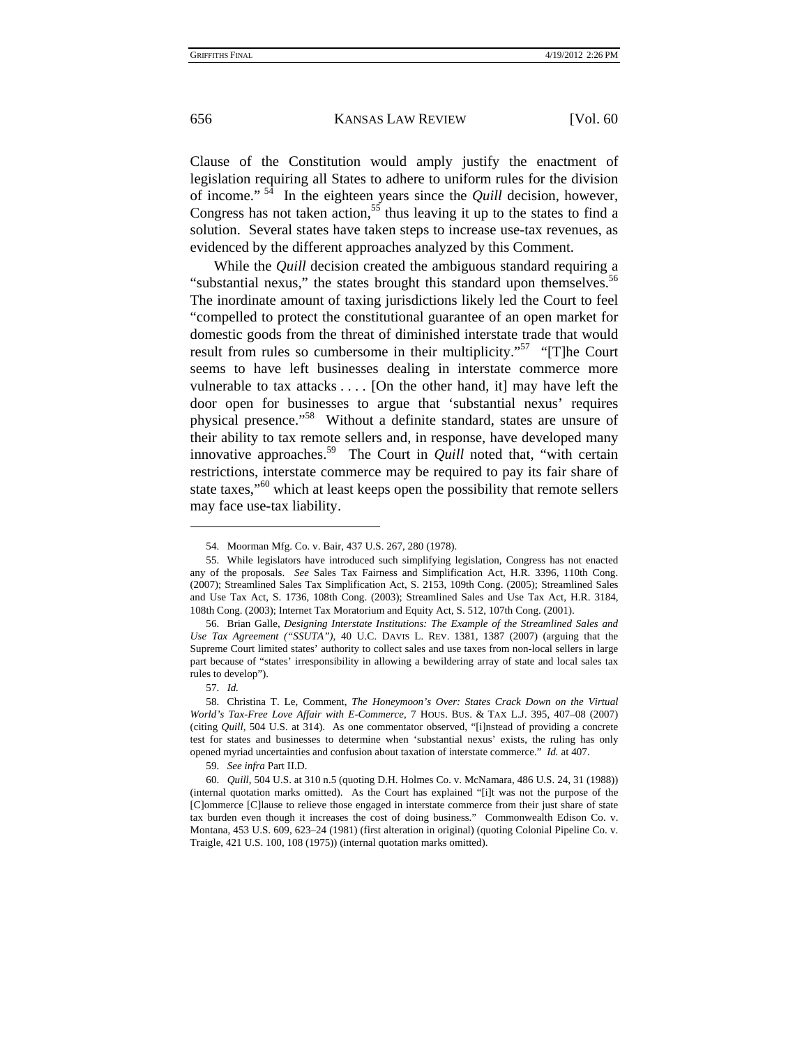Clause of the Constitution would amply justify the enactment of legislation requiring all States to adhere to uniform rules for the division of income."[54] In the eighteen years since the *Quill* decision, however, Congress has not taken action,[55] thus leaving it up to the states to find a solution. Several states have taken steps to increase use-tax revenues, as evidenced by the different approaches analyzed by this Comment.

While the *Quill* decision created the ambiguous standard requiring a "substantial nexus," the states brought this standard upon themselves.[56] The inordinate amount of taxing jurisdictions likely led the Court to feel "compelled to protect the constitutional guarantee of an open market for domestic goods from the threat of diminished interstate trade that would result from rules so cumbersome in their multiplicity."[57] "[T]he Court seems to have left businesses dealing in interstate commerce more vulnerable to tax attacks . . . . [On the other hand, it] may have left the door open for businesses to argue that 'substantial nexus' requires physical presence."[58] Without a definite standard, states are unsure of their ability to tax remote sellers and, in response, have developed many innovative approaches.[59] The Court in *Quill* noted that, "with certain restrictions, interstate commerce may be required to pay its fair share of state taxes,"[60] which at least keeps open the possibility that remote sellers may face use-tax liability.

---

54. Moorman Mfg. Co. v. Bair, 437 U.S. 267, 280 (1978).

55. While legislators have introduced such simplifying legislation, Congress has not enacted any of the proposals. *See* Sales Tax Fairness and Simplification Act, H.R. 3396, 110th Cong. (2007); Streamlined Sales Tax Simplification Act, S. 2153, 109th Cong. (2005); Streamlined Sales and Use Tax Act, S. 1736, 108th Cong. (2003); Streamlined Sales and Use Tax Act, H.R. 3184, 108th Cong. (2003); Internet Tax Moratorium and Equity Act, S. 512, 107th Cong. (2001).

56. Brian Galle, *Designing Interstate Institutions: The Example of the Streamlined Sales and Use Tax Agreement ("SSUTA")*, 40 U.C. DAVIS L. REV. 1381, 1387 (2007) (arguing that the Supreme Court limited states' authority to collect sales and use taxes from non-local sellers in large part because of "states' irresponsibility in allowing a bewildering array of state and local sales tax rules to develop").

57. *Id.*

58. Christina T. Le, Comment, *The Honeymoon's Over: States Crack Down on the Virtual World's Tax-Free Love Affair with E-Commerce*, 7 HOUS. BUS. & TAX L.J. 395, 407–08 (2007) (citing *Quill*, 504 U.S. at 314). As one commentator observed, "[i]nstead of providing a concrete test for states and businesses to determine when 'substantial nexus' exists, the ruling has only opened myriad uncertainties and confusion about taxation of interstate commerce." *Id.* at 407.

59. *See infra* Part II.D.

60. *Quill*, 504 U.S. at 310 n.5 (quoting D.H. Holmes Co. v. McNamara, 486 U.S. 24, 31 (1988)) (internal quotation marks omitted). As the Court has explained "[i]t was not the purpose of the [C]ommerce [C]lause to relieve those engaged in interstate commerce from their just share of state tax burden even though it increases the cost of doing business." Commonwealth Edison Co. v. Montana, 453 U.S. 609, 623–24 (1981) (first alteration in original) (quoting Colonial Pipeline Co. v. Traigle, 421 U.S. 100, 108 (1975)) (internal quotation marks omitted).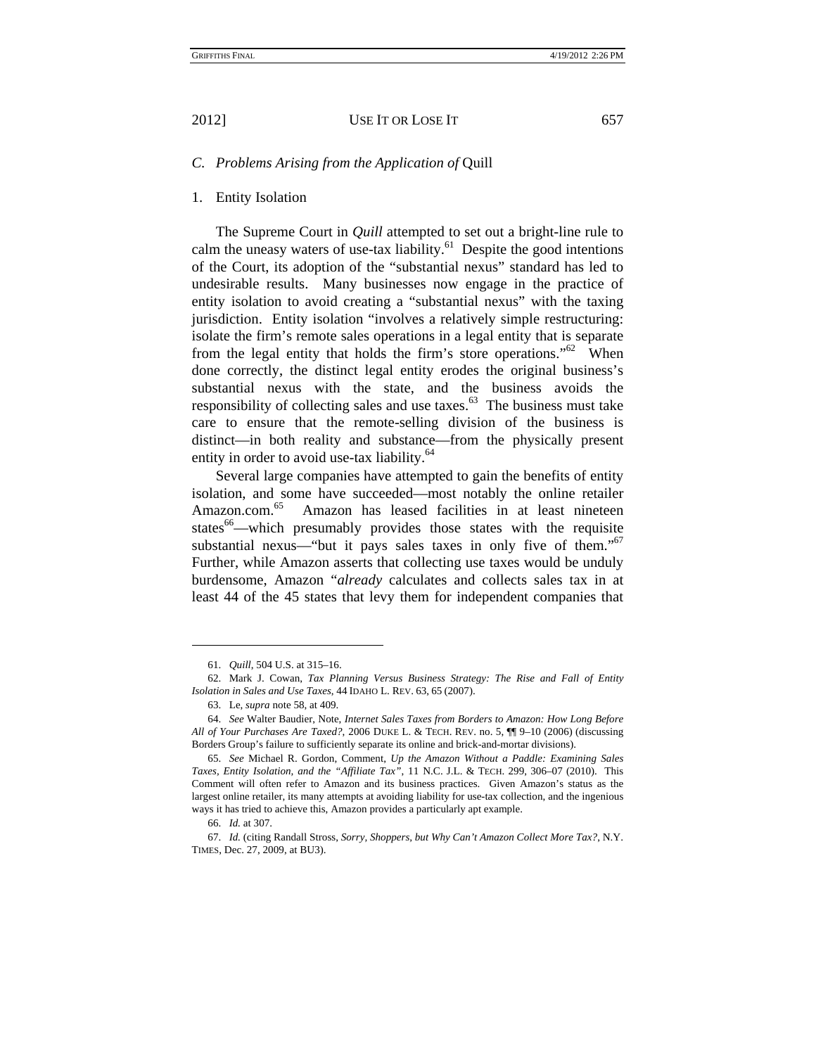### C. *Problems Arising from the Application of* Quill

#### 1. Entity Isolation

The Supreme Court in *Quill* attempted to set out a bright-line rule to calm the uneasy waters of use-tax liability.[61] Despite the good intentions of the Court, its adoption of the "substantial nexus" standard has led to undesirable results. Many businesses now engage in the practice of entity isolation to avoid creating a "substantial nexus" with the taxing jurisdiction. Entity isolation "involves a relatively simple restructuring: isolate the firm's remote sales operations in a legal entity that is separate from the legal entity that holds the firm's store operations."[62] When done correctly, the distinct legal entity erodes the original business's substantial nexus with the state, and the business avoids the responsibility of collecting sales and use taxes.[63] The business must take care to ensure that the remote-selling division of the business is distinct—in both reality and substance—from the physically present entity in order to avoid use-tax liability.[64]

Several large companies have attempted to gain the benefits of entity isolation, and some have succeeded—most notably the online retailer Amazon.com.[65] Amazon has leased facilities in at least nineteen states[66]—which presumably provides those states with the requisite substantial nexus—"but it pays sales taxes in only five of them."[67] Further, while Amazon asserts that collecting use taxes would be unduly burdensome, Amazon "*already* calculates and collects sales tax in at least 44 of the 45 states that levy them for independent companies that

---

61. *Quill*, 504 U.S. at 315–16.

62. Mark J. Cowan, *Tax Planning Versus Business Strategy: The Rise and Fall of Entity Isolation in Sales and Use Taxes*, 44 IDAHO L. REV. 63, 65 (2007).

63. Le, *supra* note 58, at 409.

64. *See* Walter Baudier, Note, *Internet Sales Taxes from Borders to Amazon: How Long Before All of Your Purchases Are Taxed?*, 2006 DUKE L. & TECH. REV. no. 5, ¶¶ 9–10 (2006) (discussing Borders Group's failure to sufficiently separate its online and brick-and-mortar divisions).

65. *See* Michael R. Gordon, Comment, *Up the Amazon Without a Paddle: Examining Sales Taxes, Entity Isolation, and the "Affiliate Tax"*, 11 N.C. J.L. & TECH. 299, 306–07 (2010). This Comment will often refer to Amazon and its business practices. Given Amazon's status as the largest online retailer, its many attempts at avoiding liability for use-tax collection, and the ingenious ways it has tried to achieve this, Amazon provides a particularly apt example.

66. *Id.* at 307.

67. *Id.* (citing Randall Stross, *Sorry, Shoppers, but Why Can't Amazon Collect More Tax?*, N.Y. TIMES, Dec. 27, 2009, at BU3).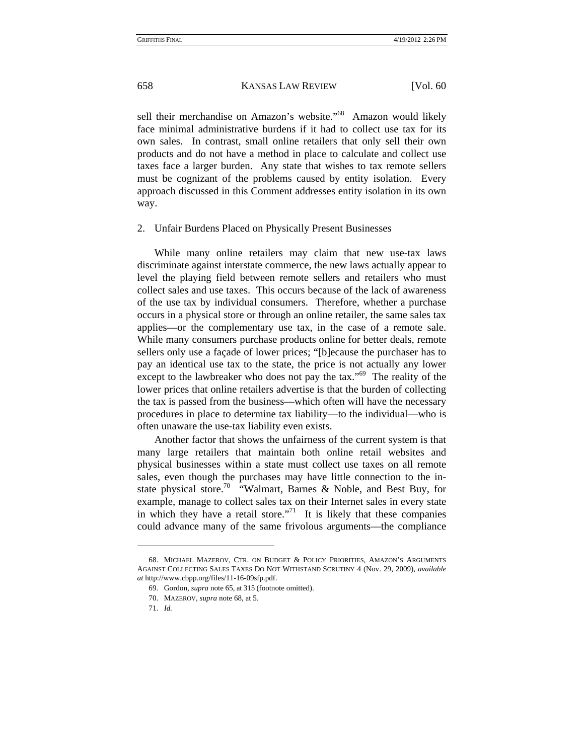sell their merchandise on Amazon's website."[68] Amazon would likely face minimal administrative burdens if it had to collect use tax for its own sales. In contrast, small online retailers that only sell their own products and do not have a method in place to calculate and collect use taxes face a larger burden. Any state that wishes to tax remote sellers must be cognizant of the problems caused by entity isolation. Every approach discussed in this Comment addresses entity isolation in its own way.

### 2. Unfair Burdens Placed on Physically Present Businesses

While many online retailers may claim that new use-tax laws discriminate against interstate commerce, the new laws actually appear to level the playing field between remote sellers and retailers who must collect sales and use taxes. This occurs because of the lack of awareness of the use tax by individual consumers. Therefore, whether a purchase occurs in a physical store or through an online retailer, the same sales tax applies—or the complementary use tax, in the case of a remote sale. While many consumers purchase products online for better deals, remote sellers only use a façade of lower prices; "[b]ecause the purchaser has to pay an identical use tax to the state, the price is not actually any lower except to the lawbreaker who does not pay the tax."[69] The reality of the lower prices that online retailers advertise is that the burden of collecting the tax is passed from the business—which often will have the necessary procedures in place to determine tax liability—to the individual—who is often unaware the use-tax liability even exists.

Another factor that shows the unfairness of the current system is that many large retailers that maintain both online retail websites and physical businesses within a state must collect use taxes on all remote sales, even though the purchases may have little connection to the in-state physical store.[70] "Walmart, Barnes & Noble, and Best Buy, for example, manage to collect sales tax on their Internet sales in every state in which they have a retail store."[71] It is likely that these companies could advance many of the same frivolous arguments—the compliance

---

68. MICHAEL MAZEROV, CTR. ON BUDGET & POLICY PRIORITIES, AMAZON'S ARGUMENTS AGAINST COLLECTING SALES TAXES DO NOT WITHSTAND SCRUTINY 4 (Nov. 29, 2009), *available at* http://www.cbpp.org/files/11-16-09sfp.pdf.

69. Gordon, *supra* note 65, at 315 (footnote omitted).

70. MAZEROV, *supra* note 68, at 5.

71. *Id.*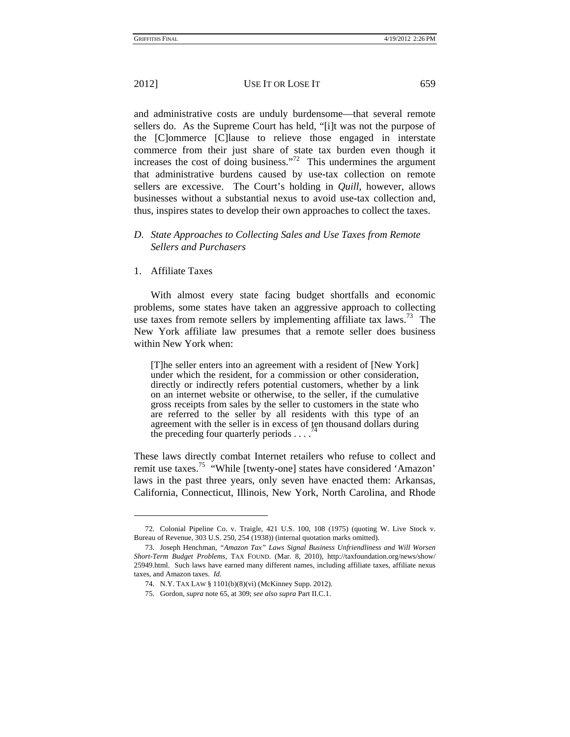and administrative costs are unduly burdensome—that several remote sellers do. As the Supreme Court has held, "[i]t was not the purpose of the [C]ommerce [C]lause to relieve those engaged in interstate commerce from their just share of state tax burden even though it increases the cost of doing business."[72] This undermines the argument that administrative burdens caused by use-tax collection on remote sellers are excessive. The Court's holding in *Quill*, however, allows businesses without a substantial nexus to avoid use-tax collection and, thus, inspires states to develop their own approaches to collect the taxes.

### *D. State Approaches to Collecting Sales and Use Taxes from Remote Sellers and Purchasers*

#### 1. Affiliate Taxes

With almost every state facing budget shortfalls and economic problems, some states have taken an aggressive approach to collecting use taxes from remote sellers by implementing affiliate tax laws.[73] The New York affiliate law presumes that a remote seller does business within New York when:

> [T]he seller enters into an agreement with a resident of [New York] under which the resident, for a commission or other consideration, directly or indirectly refers potential customers, whether by a link on an internet website or otherwise, to the seller, if the cumulative gross receipts from sales by the seller to customers in the state who are referred to the seller by all residents with this type of an agreement with the seller is in excess of ten thousand dollars during the preceding four quarterly periods . . . .[74]

These laws directly combat Internet retailers who refuse to collect and remit use taxes.[75] "While [twenty-one] states have considered 'Amazon' laws in the past three years, only seven have enacted them: Arkansas, California, Connecticut, Illinois, New York, North Carolina, and Rhode

---

72. Colonial Pipeline Co. v. Traigle, 421 U.S. 100, 108 (1975) (quoting W. Live Stock v. Bureau of Revenue, 303 U.S. 250, 254 (1938)) (internal quotation marks omitted).

73. Joseph Henchman, *"Amazon Tax" Laws Signal Business Unfriendliness and Will Worsen Short-Term Budget Problems*, TAX FOUND. (Mar. 8, 2010), http://taxfoundation.org/news/show/25949.html. Such laws have earned many different names, including affiliate taxes, affiliate nexus taxes, and Amazon taxes. *Id.*

74. N.Y. TAX LAW § 1101(b)(8)(vi) (McKinney Supp. 2012).

75. Gordon, *supra* note 65, at 309; *see also supra* Part II.C.1.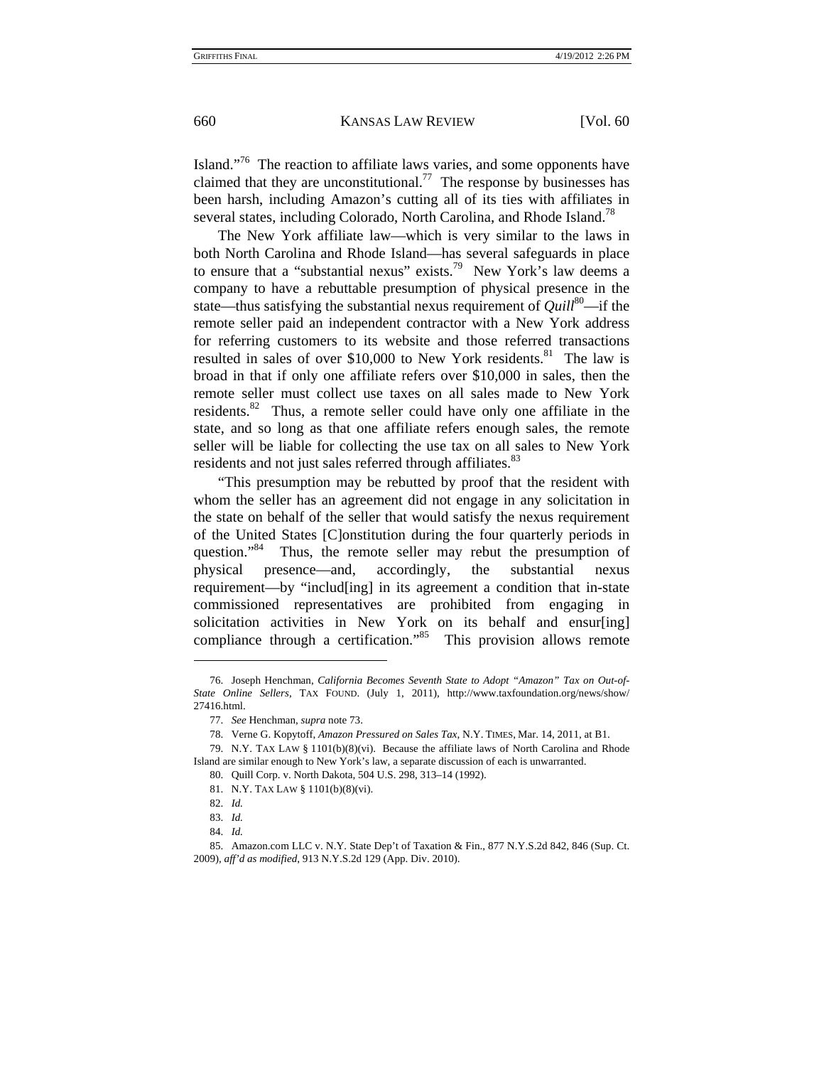Island."[76] The reaction to affiliate laws varies, and some opponents have claimed that they are unconstitutional.[77] The response by businesses has been harsh, including Amazon's cutting all of its ties with affiliates in several states, including Colorado, North Carolina, and Rhode Island.[78]

The New York affiliate law—which is very similar to the laws in both North Carolina and Rhode Island—has several safeguards in place to ensure that a "substantial nexus" exists.[79] New York's law deems a company to have a rebuttable presumption of physical presence in the state—thus satisfying the substantial nexus requirement of *Quill*[80]—if the remote seller paid an independent contractor with a New York address for referring customers to its website and those referred transactions resulted in sales of over $10,000 to New York residents.[81] The law is broad in that if only one affiliate refers over $10,000 in sales, then the remote seller must collect use taxes on all sales made to New York residents.[82] Thus, a remote seller could have only one affiliate in the state, and so long as that one affiliate refers enough sales, the remote seller will be liable for collecting the use tax on all sales to New York residents and not just sales referred through affiliates.[83]

"This presumption may be rebutted by proof that the resident with whom the seller has an agreement did not engage in any solicitation in the state on behalf of the seller that would satisfy the nexus requirement of the United States [C]onstitution during the four quarterly periods in question."[84] Thus, the remote seller may rebut the presumption of physical presence—and, accordingly, the substantial nexus requirement—by "includ[ing] in its agreement a condition that in-state commissioned representatives are prohibited from engaging in solicitation activities in New York on its behalf and ensur[ing] compliance through a certification."[85] This provision allows remote

---

76. Joseph Henchman, *California Becomes Seventh State to Adopt "Amazon" Tax on Out-of-State Online Sellers*, TAX FOUND. (July 1, 2011), http://www.taxfoundation.org/news/show/27416.html.

77. *See* Henchman, *supra* note 73.

78. Verne G. Kopytoff, *Amazon Pressured on Sales Tax*, N.Y. TIMES, Mar. 14, 2011, at B1.

79. N.Y. TAX LAW § 1101(b)(8)(vi). Because the affiliate laws of North Carolina and Rhode Island are similar enough to New York's law, a separate discussion of each is unwarranted.

80. Quill Corp. v. North Dakota, 504 U.S. 298, 313–14 (1992).

81. N.Y. TAX LAW § 1101(b)(8)(vi).

82. *Id.*

83. *Id.*

84. *Id.*

85. Amazon.com LLC v. N.Y. State Dep't of Taxation & Fin., 877 N.Y.S.2d 842, 846 (Sup. Ct. 2009), *aff'd as modified*, 913 N.Y.S.2d 129 (App. Div. 2010).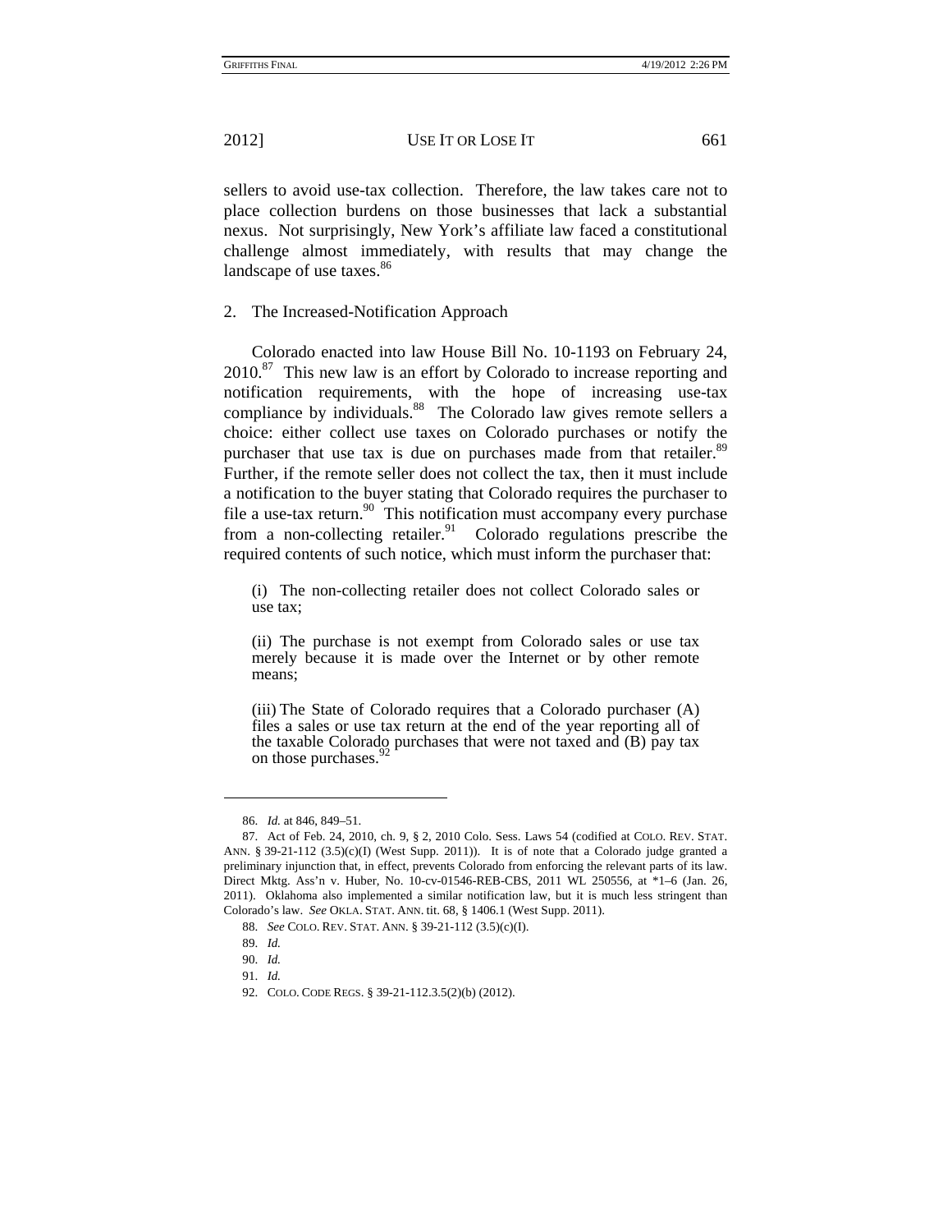sellers to avoid use-tax collection. Therefore, the law takes care not to place collection burdens on those businesses that lack a substantial nexus. Not surprisingly, New York's affiliate law faced a constitutional challenge almost immediately, with results that may change the landscape of use taxes.[86]

### 2. The Increased-Notification Approach

Colorado enacted into law House Bill No. 10-1193 on February 24, 2010.[87] This new law is an effort by Colorado to increase reporting and notification requirements, with the hope of increasing use-tax compliance by individuals.[88] The Colorado law gives remote sellers a choice: either collect use taxes on Colorado purchases or notify the purchaser that use tax is due on purchases made from that retailer.[89] Further, if the remote seller does not collect the tax, then it must include a notification to the buyer stating that Colorado requires the purchaser to file a use-tax return.[90] This notification must accompany every purchase from a non-collecting retailer.[91] Colorado regulations prescribe the required contents of such notice, which must inform the purchaser that:

> (i) The non-collecting retailer does not collect Colorado sales or use tax;
>
> (ii) The purchase is not exempt from Colorado sales or use tax merely because it is made over the Internet or by other remote means;
>
> (iii) The State of Colorado requires that a Colorado purchaser (A) files a sales or use tax return at the end of the year reporting all of the taxable Colorado purchases that were not taxed and (B) pay tax on those purchases.[92]

---

86. *Id.* at 846, 849–51.

87. Act of Feb. 24, 2010, ch. 9, § 2, 2010 Colo. Sess. Laws 54 (codified at COLO. REV. STAT. ANN. § 39-21-112 (3.5)(c)(I) (West Supp. 2011)). It is of note that a Colorado judge granted a preliminary injunction that, in effect, prevents Colorado from enforcing the relevant parts of its law. Direct Mktg. Ass'n v. Huber, No. 10-cv-01546-REB-CBS, 2011 WL 250556, at *1–6 (Jan. 26, 2011). Oklahoma also implemented a similar notification law, but it is much less stringent than Colorado's law. *See* OKLA. STAT. ANN. tit. 68, § 1406.1 (West Supp. 2011).

88. *See* COLO. REV. STAT. ANN. § 39-21-112 (3.5)(c)(I).

89. *Id.*

90. *Id.*

91. *Id.*

92. COLO. CODE REGS. § 39-21-112.3.5(2)(b) (2012).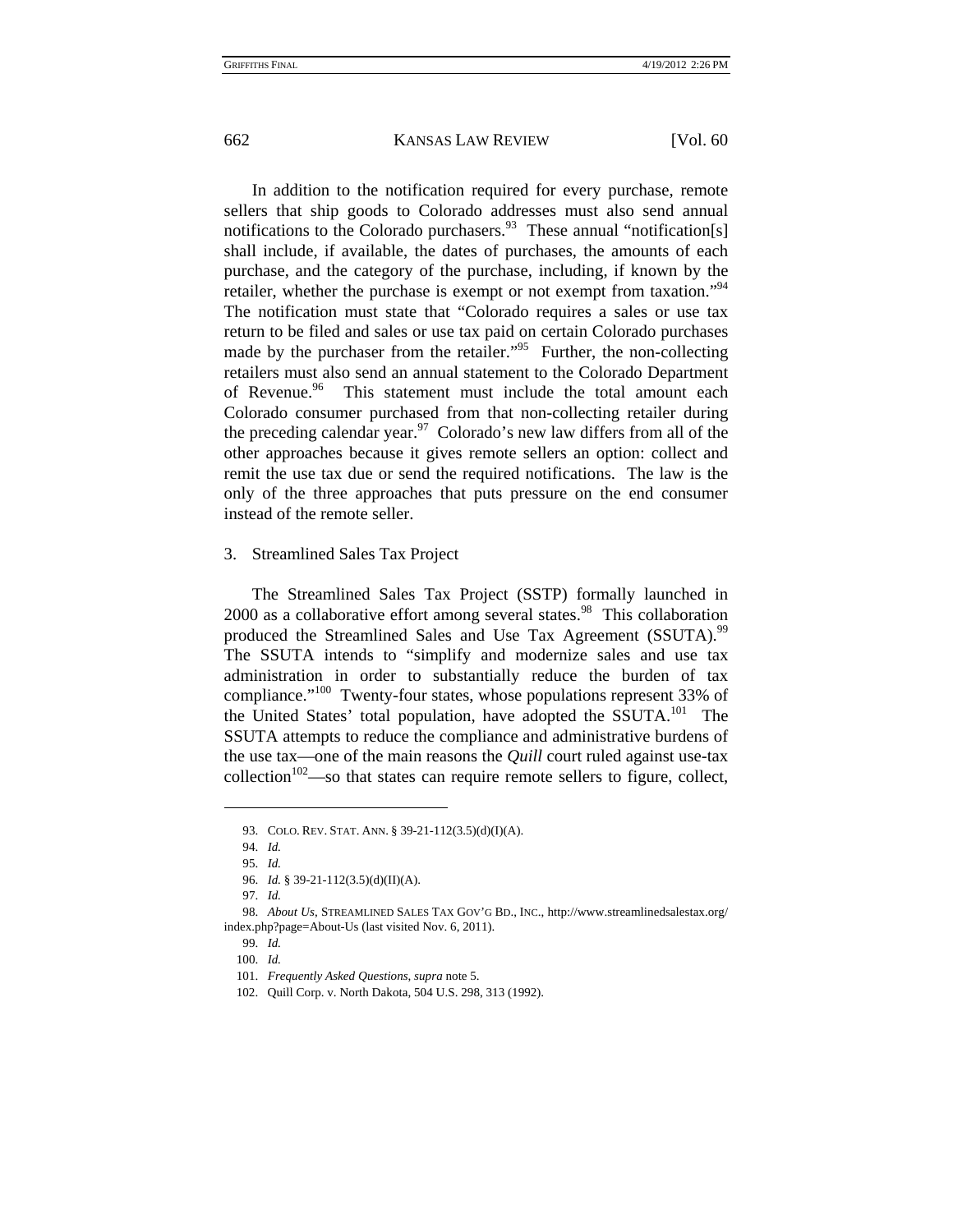In addition to the notification required for every purchase, remote sellers that ship goods to Colorado addresses must also send annual notifications to the Colorado purchasers.[93] These annual "notification[s] shall include, if available, the dates of purchases, the amounts of each purchase, and the category of the purchase, including, if known by the retailer, whether the purchase is exempt or not exempt from taxation."[94] The notification must state that "Colorado requires a sales or use tax return to be filed and sales or use tax paid on certain Colorado purchases made by the purchaser from the retailer."[95] Further, the non-collecting retailers must also send an annual statement to the Colorado Department of Revenue.[96] This statement must include the total amount each Colorado consumer purchased from that non-collecting retailer during the preceding calendar year.[97] Colorado's new law differs from all of the other approaches because it gives remote sellers an option: collect and remit the use tax due or send the required notifications. The law is the only of the three approaches that puts pressure on the end consumer instead of the remote seller.

### 3. Streamlined Sales Tax Project

The Streamlined Sales Tax Project (SSTP) formally launched in 2000 as a collaborative effort among several states.[98] This collaboration produced the Streamlined Sales and Use Tax Agreement (SSUTA).[99] The SSUTA intends to "simplify and modernize sales and use tax administration in order to substantially reduce the burden of tax compliance."[100] Twenty-four states, whose populations represent 33% of the United States' total population, have adopted the SSUTA.[101] The SSUTA attempts to reduce the compliance and administrative burdens of the use tax—one of the main reasons the *Quill* court ruled against use-tax collection[102]—so that states can require remote sellers to figure, collect,

---

93. COLO. REV. STAT. ANN. § 39-21-112(3.5)(d)(I)(A).

94. *Id.*

95. *Id.*

96. *Id.* § 39-21-112(3.5)(d)(II)(A).

97. *Id.*

98. *About Us*, STREAMLINED SALES TAX GOV'G BD., INC., http://www.streamlinedsalestax.org/index.php?page=About-Us (last visited Nov. 6, 2011).

99. *Id.*

100. *Id.*

101. *Frequently Asked Questions*, *supra* note 5.

102. Quill Corp. v. North Dakota, 504 U.S. 298, 313 (1992).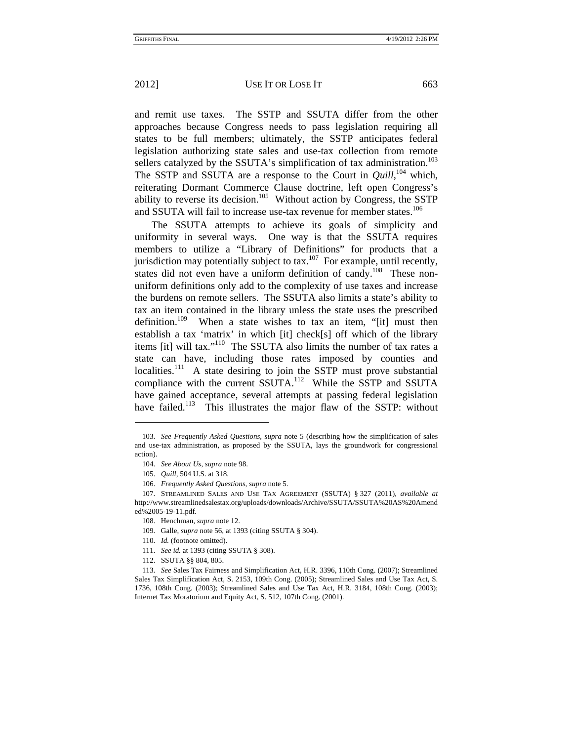and remit use taxes. The SSTP and SSUTA differ from the other approaches because Congress needs to pass legislation requiring all states to be full members; ultimately, the SSTP anticipates federal legislation authorizing state sales and use-tax collection from remote sellers catalyzed by the SSUTA's simplification of tax administration.[103] The SSTP and SSUTA are a response to the Court in *Quill*,[104] which, reiterating Dormant Commerce Clause doctrine, left open Congress's ability to reverse its decision.[105] Without action by Congress, the SSTP and SSUTA will fail to increase use-tax revenue for member states.[106]

The SSUTA attempts to achieve its goals of simplicity and uniformity in several ways. One way is that the SSUTA requires members to utilize a "Library of Definitions" for products that a jurisdiction may potentially subject to tax.[107] For example, until recently, states did not even have a uniform definition of candy.[108] These non-uniform definitions only add to the complexity of use taxes and increase the burdens on remote sellers. The SSUTA also limits a state's ability to tax an item contained in the library unless the state uses the prescribed definition.[109] When a state wishes to tax an item, "[it] must then establish a tax 'matrix' in which [it] check[s] off which of the library items [it] will tax."[110] The SSUTA also limits the number of tax rates a state can have, including those rates imposed by counties and localities.[111] A state desiring to join the SSTP must prove substantial compliance with the current SSUTA.[112] While the SSTP and SSUTA have gained acceptance, several attempts at passing federal legislation have failed.[113] This illustrates the major flaw of the SSTP: without

---

103. *See Frequently Asked Questions*, *supra* note 5 (describing how the simplification of sales and use-tax administration, as proposed by the SSUTA, lays the groundwork for congressional action).

104. *See About Us*, *supra* note 98.

105. *Quill*, 504 U.S. at 318.

106. *Frequently Asked Questions*, *supra* note 5.

107. STREAMLINED SALES AND USE TAX AGREEMENT (SSUTA) § 327 (2011), *available at* http://www.streamlinedsalestax.org/uploads/downloads/Archive/SSUTA/SSUTA%20AS%20Amended%2005-19-11.pdf.

108. Henchman, *supra* note 12.

109. Galle, *supra* note 56, at 1393 (citing SSUTA § 304).

110. *Id.* (footnote omitted).

111. *See id.* at 1393 (citing SSUTA § 308).

112. SSUTA §§ 804, 805.

113. *See* Sales Tax Fairness and Simplification Act, H.R. 3396, 110th Cong. (2007); Streamlined Sales Tax Simplification Act, S. 2153, 109th Cong. (2005); Streamlined Sales and Use Tax Act, S. 1736, 108th Cong. (2003); Streamlined Sales and Use Tax Act, H.R. 3184, 108th Cong. (2003); Internet Tax Moratorium and Equity Act, S. 512, 107th Cong. (2001).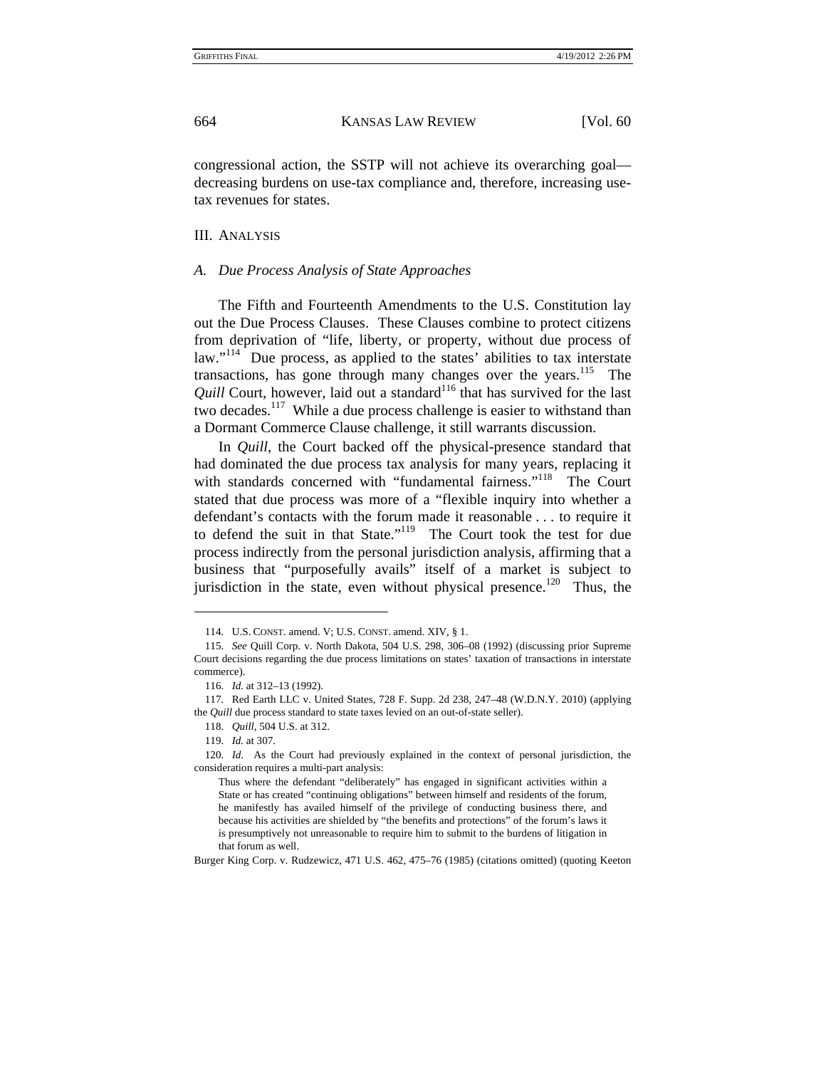congressional action, the SSTP will not achieve its overarching goal—decreasing burdens on use-tax compliance and, therefore, increasing use-tax revenues for states.

## III. Analysis

### *A. Due Process Analysis of State Approaches*

The Fifth and Fourteenth Amendments to the U.S. Constitution lay out the Due Process Clauses. These Clauses combine to protect citizens from deprivation of "life, liberty, or property, without due process of law."[114] Due process, as applied to the states' abilities to tax interstate transactions, has gone through many changes over the years.[115] The *Quill* Court, however, laid out a standard[116] that has survived for the last two decades.[117] While a due process challenge is easier to withstand than a Dormant Commerce Clause challenge, it still warrants discussion.

In *Quill*, the Court backed off the physical-presence standard that had dominated the due process tax analysis for many years, replacing it with standards concerned with "fundamental fairness."[118] The Court stated that due process was more of a "flexible inquiry into whether a defendant's contacts with the forum made it reasonable . . . to require it to defend the suit in that State."[119] The Court took the test for due process indirectly from the personal jurisdiction analysis, affirming that a business that "purposefully avails" itself of a market is subject to jurisdiction in the state, even without physical presence.[120] Thus, the

---

114. U.S. Const. amend. V; U.S. Const. amend. XIV, § 1.

115. *See* Quill Corp. v. North Dakota, 504 U.S. 298, 306–08 (1992) (discussing prior Supreme Court decisions regarding the due process limitations on states' taxation of transactions in interstate commerce).

116. *Id.* at 312–13 (1992).

117. Red Earth LLC v. United States, 728 F. Supp. 2d 238, 247–48 (W.D.N.Y. 2010) (applying the *Quill* due process standard to state taxes levied on an out-of-state seller).

118. *Quill*, 504 U.S. at 312.

119. *Id.* at 307.

120. *Id.* As the Court had previously explained in the context of personal jurisdiction, the consideration requires a multi-part analysis:

> Thus where the defendant "deliberately" has engaged in significant activities within a State or has created "continuing obligations" between himself and residents of the forum, he manifestly has availed himself of the privilege of conducting business there, and because his activities are shielded by "the benefits and protections" of the forum's laws it is presumptively not unreasonable to require him to submit to the burdens of litigation in that forum as well.

Burger King Corp. v. Rudzewicz, 471 U.S. 462, 475–76 (1985) (citations omitted) (quoting Keeton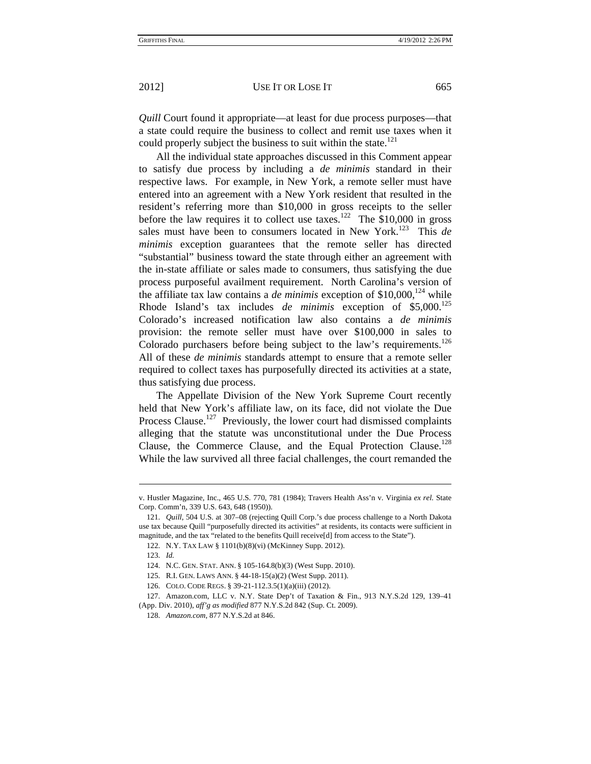*Quill* Court found it appropriate—at least for due process purposes—that a state could require the business to collect and remit use taxes when it could properly subject the business to suit within the state.[121]

All the individual state approaches discussed in this Comment appear to satisfy due process by including a *de minimis* standard in their respective laws. For example, in New York, a remote seller must have entered into an agreement with a New York resident that resulted in the resident's referring more than $10,000 in gross receipts to the seller before the law requires it to collect use taxes.[122] The $10,000 in gross sales must have been to consumers located in New York.[123] This *de minimis* exception guarantees that the remote seller has directed "substantial" business toward the state through either an agreement with the in-state affiliate or sales made to consumers, thus satisfying the due process purposeful availment requirement. North Carolina's version of the affiliate tax law contains a *de minimis* exception of $10,000,[124] while Rhode Island's tax includes *de minimis* exception of $5,000.[125] Colorado's increased notification law also contains a *de minimis* provision: the remote seller must have over $100,000 in sales to Colorado purchasers before being subject to the law's requirements.[126] All of these *de minimis* standards attempt to ensure that a remote seller required to collect taxes has purposefully directed its activities at a state, thus satisfying due process.

The Appellate Division of the New York Supreme Court recently held that New York's affiliate law, on its face, did not violate the Due Process Clause.[127] Previously, the lower court had dismissed complaints alleging that the statute was unconstitutional under the Due Process Clause, the Commerce Clause, and the Equal Protection Clause.[128] While the law survived all three facial challenges, the court remanded the

---

v. Hustler Magazine, Inc., 465 U.S. 770, 781 (1984); Travers Health Ass'n v. Virginia *ex rel.* State Corp. Comm'n, 339 U.S. 643, 648 (1950)).

121. *Quill*, 504 U.S. at 307–08 (rejecting Quill Corp.'s due process challenge to a North Dakota use tax because Quill "purposefully directed its activities" at residents, its contacts were sufficient in magnitude, and the tax "related to the benefits Quill receive[d] from access to the State").

122. N.Y. TAX LAW § 1101(b)(8)(vi) (McKinney Supp. 2012).

123. *Id.*

124. N.C. GEN. STAT. ANN. § 105-164.8(b)(3) (West Supp. 2010).

125. R.I. GEN. LAWS ANN. § 44-18-15(a)(2) (West Supp. 2011).

126. COLO. CODE REGS. § 39-21-112.3.5(1)(a)(iii) (2012).

127. Amazon.com, LLC v. N.Y. State Dep't of Taxation & Fin., 913 N.Y.S.2d 129, 139–41 (App. Div. 2010), *aff'g as modified* 877 N.Y.S.2d 842 (Sup. Ct. 2009).

128. *Amazon.com*, 877 N.Y.S.2d at 846.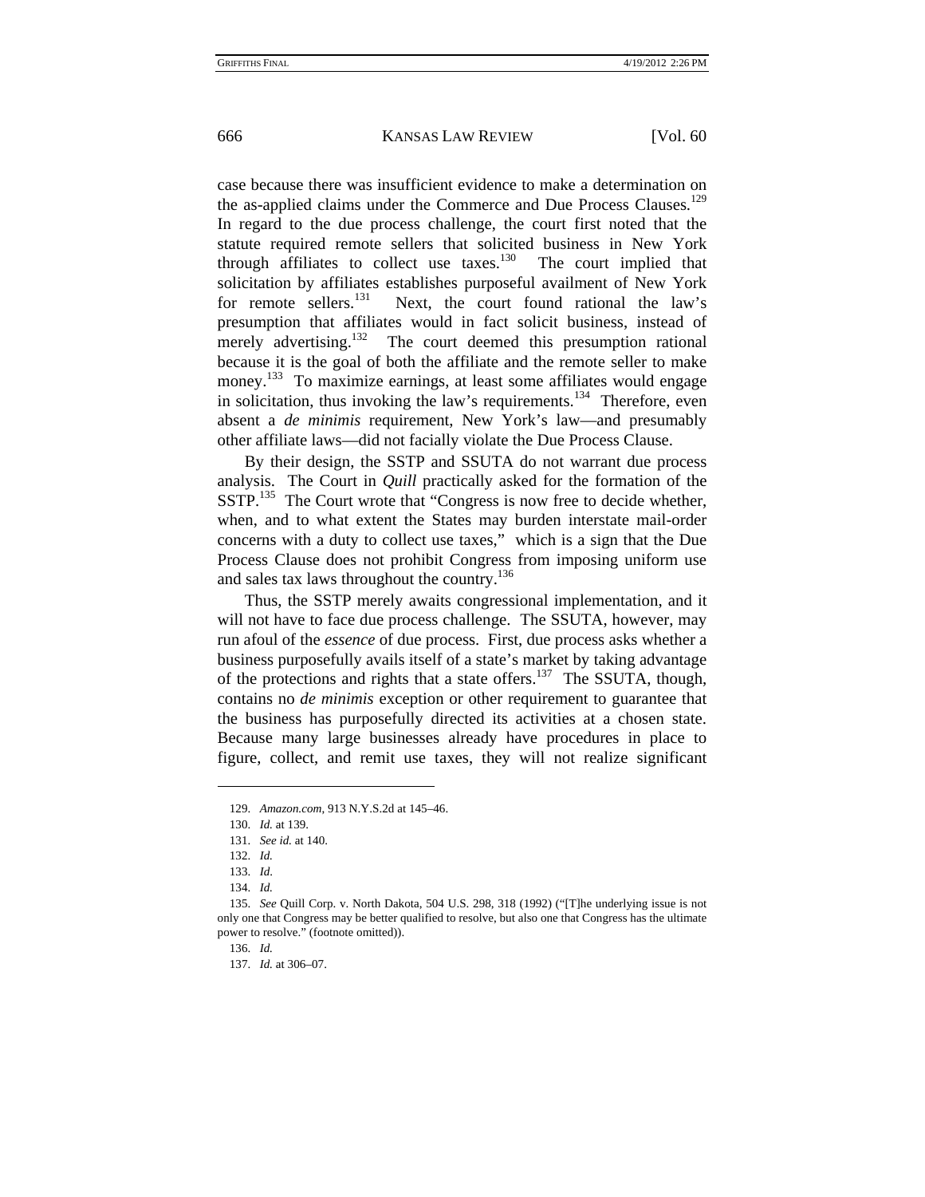case because there was insufficient evidence to make a determination on the as-applied claims under the Commerce and Due Process Clauses.[129] In regard to the due process challenge, the court first noted that the statute required remote sellers that solicited business in New York through affiliates to collect use taxes.[130] The court implied that solicitation by affiliates establishes purposeful availment of New York for remote sellers.[131] Next, the court found rational the law's presumption that affiliates would in fact solicit business, instead of merely advertising.[132] The court deemed this presumption rational because it is the goal of both the affiliate and the remote seller to make money.[133] To maximize earnings, at least some affiliates would engage in solicitation, thus invoking the law's requirements.[134] Therefore, even absent a *de minimis* requirement, New York's law—and presumably other affiliate laws—did not facially violate the Due Process Clause.

By their design, the SSTP and SSUTA do not warrant due process analysis. The Court in *Quill* practically asked for the formation of the SSTP.[135] The Court wrote that "Congress is now free to decide whether, when, and to what extent the States may burden interstate mail-order concerns with a duty to collect use taxes," which is a sign that the Due Process Clause does not prohibit Congress from imposing uniform use and sales tax laws throughout the country.[136]

Thus, the SSTP merely awaits congressional implementation, and it will not have to face due process challenge. The SSUTA, however, may run afoul of the *essence* of due process. First, due process asks whether a business purposefully avails itself of a state's market by taking advantage of the protections and rights that a state offers.[137] The SSUTA, though, contains no *de minimis* exception or other requirement to guarantee that the business has purposefully directed its activities at a chosen state. Because many large businesses already have procedures in place to figure, collect, and remit use taxes, they will not realize significant

---

129. *Amazon.com*, 913 N.Y.S.2d at 145–46.

130. *Id.* at 139.

131. *See id.* at 140.

132. *Id.*

133. *Id*.

134. *Id.*

135. *See* Quill Corp. v. North Dakota, 504 U.S. 298, 318 (1992) ("[T]he underlying issue is not only one that Congress may be better qualified to resolve, but also one that Congress has the ultimate power to resolve." (footnote omitted)).

136. *Id.*

137. *Id.* at 306–07.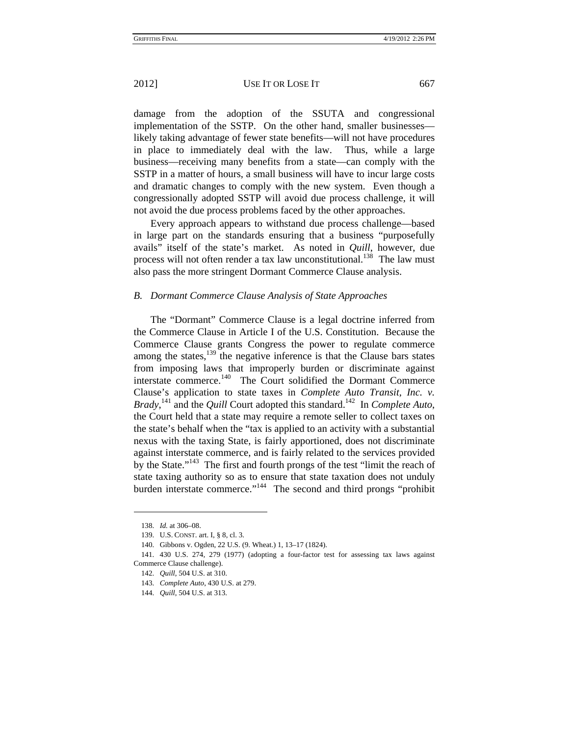damage from the adoption of the SSUTA and congressional implementation of the SSTP. On the other hand, smaller businesses—likely taking advantage of fewer state benefits—will not have procedures in place to immediately deal with the law. Thus, while a large business—receiving many benefits from a state—can comply with the SSTP in a matter of hours, a small business will have to incur large costs and dramatic changes to comply with the new system. Even though a congressionally adopted SSTP will avoid due process challenge, it will not avoid the due process problems faced by the other approaches.

Every approach appears to withstand due process challenge—based in large part on the standards ensuring that a business "purposefully avails" itself of the state's market. As noted in *Quill*, however, due process will not often render a tax law unconstitutional.[138] The law must also pass the more stringent Dormant Commerce Clause analysis.

### *B. Dormant Commerce Clause Analysis of State Approaches*

The "Dormant" Commerce Clause is a legal doctrine inferred from the Commerce Clause in Article I of the U.S. Constitution. Because the Commerce Clause grants Congress the power to regulate commerce among the states,[139] the negative inference is that the Clause bars states from imposing laws that improperly burden or discriminate against interstate commerce.[140] The Court solidified the Dormant Commerce Clause's application to state taxes in *Complete Auto Transit, Inc. v. Brady*,[141] and the *Quill* Court adopted this standard.[142] In *Complete Auto*, the Court held that a state may require a remote seller to collect taxes on the state's behalf when the "tax is applied to an activity with a substantial nexus with the taxing State, is fairly apportioned, does not discriminate against interstate commerce, and is fairly related to the services provided by the State."[143] The first and fourth prongs of the test "limit the reach of state taxing authority so as to ensure that state taxation does not unduly burden interstate commerce."[144] The second and third prongs "prohibit

---

138. *Id.* at 306–08.

139. U.S. CONST. art. I, § 8, cl. 3.

140. Gibbons v. Ogden, 22 U.S. (9. Wheat.) 1, 13–17 (1824).

141. 430 U.S. 274, 279 (1977) (adopting a four-factor test for assessing tax laws against Commerce Clause challenge).

142. *Quill*, 504 U.S. at 310.

143. *Complete Auto*, 430 U.S. at 279.

144. *Quill*, 504 U.S. at 313.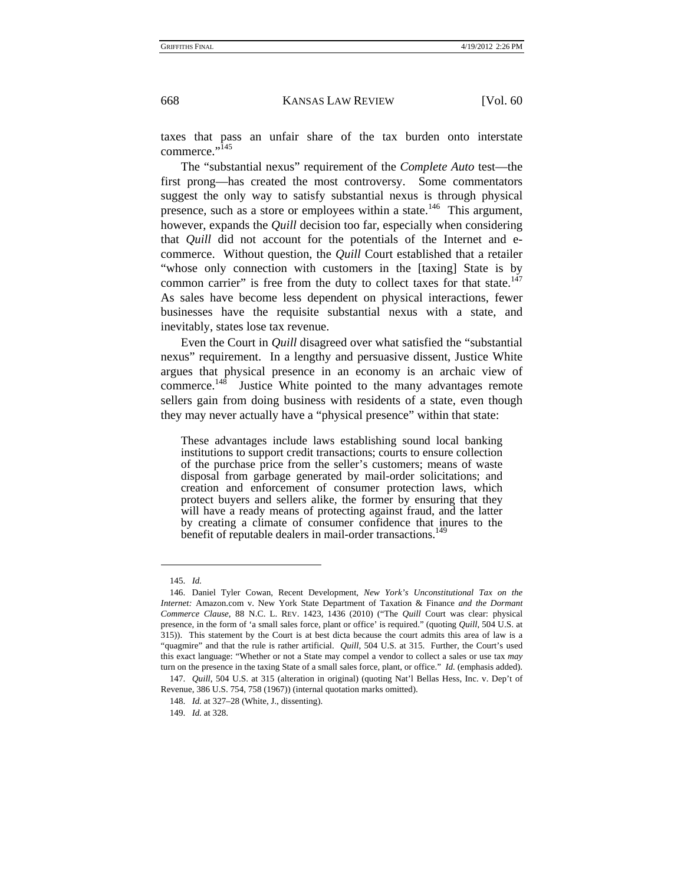taxes that pass an unfair share of the tax burden onto interstate commerce."[145]

The "substantial nexus" requirement of the *Complete Auto* test—the first prong—has created the most controversy. Some commentators suggest the only way to satisfy substantial nexus is through physical presence, such as a store or employees within a state.[146] This argument, however, expands the *Quill* decision too far, especially when considering that *Quill* did not account for the potentials of the Internet and e-commerce. Without question, the *Quill* Court established that a retailer "whose only connection with customers in the [taxing] State is by common carrier" is free from the duty to collect taxes for that state.[147] As sales have become less dependent on physical interactions, fewer businesses have the requisite substantial nexus with a state, and inevitably, states lose tax revenue.

Even the Court in *Quill* disagreed over what satisfied the "substantial nexus" requirement. In a lengthy and persuasive dissent, Justice White argues that physical presence in an economy is an archaic view of commerce.[148] Justice White pointed to the many advantages remote sellers gain from doing business with residents of a state, even though they may never actually have a "physical presence" within that state:

> These advantages include laws establishing sound local banking institutions to support credit transactions; courts to ensure collection of the purchase price from the seller's customers; means of waste disposal from garbage generated by mail-order solicitations; and creation and enforcement of consumer protection laws, which protect buyers and sellers alike, the former by ensuring that they will have a ready means of protecting against fraud, and the latter by creating a climate of consumer confidence that inures to the benefit of reputable dealers in mail-order transactions.[149]

---

145. *Id.*

146. Daniel Tyler Cowan, Recent Development, *New York's Unconstitutional Tax on the Internet:* Amazon.com v. New York State Department of Taxation & Finance *and the Dormant Commerce Clause*, 88 N.C. L. REV. 1423, 1436 (2010) ("The *Quill* Court was clear: physical presence, in the form of 'a small sales force, plant or office' is required." (quoting *Quill*, 504 U.S. at 315)). This statement by the Court is at best dicta because the court admits this area of law is a "quagmire" and that the rule is rather artificial. *Quill*, 504 U.S. at 315. Further, the Court's used this exact language: "Whether or not a State may compel a vendor to collect a sales or use tax *may* turn on the presence in the taxing State of a small sales force, plant, or office." *Id.* (emphasis added).

147. *Quill*, 504 U.S. at 315 (alteration in original) (quoting Nat'l Bellas Hess, Inc. v. Dep't of Revenue, 386 U.S. 754, 758 (1967)) (internal quotation marks omitted).

148. *Id.* at 327–28 (White, J., dissenting).

149. *Id.* at 328.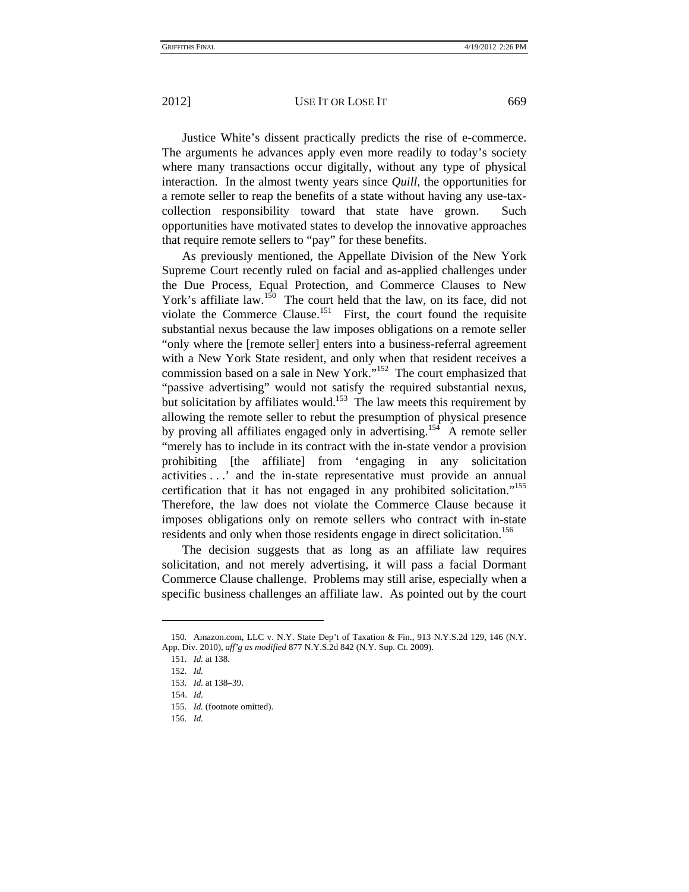Justice White's dissent practically predicts the rise of e-commerce. The arguments he advances apply even more readily to today's society where many transactions occur digitally, without any type of physical interaction. In the almost twenty years since *Quill*, the opportunities for a remote seller to reap the benefits of a state without having any use-tax-collection responsibility toward that state have grown. Such opportunities have motivated states to develop the innovative approaches that require remote sellers to "pay" for these benefits.

As previously mentioned, the Appellate Division of the New York Supreme Court recently ruled on facial and as-applied challenges under the Due Process, Equal Protection, and Commerce Clauses to New York's affiliate law.[150] The court held that the law, on its face, did not violate the Commerce Clause.[151] First, the court found the requisite substantial nexus because the law imposes obligations on a remote seller "only where the [remote seller] enters into a business-referral agreement with a New York State resident, and only when that resident receives a commission based on a sale in New York."[152] The court emphasized that "passive advertising" would not satisfy the required substantial nexus, but solicitation by affiliates would.[153] The law meets this requirement by allowing the remote seller to rebut the presumption of physical presence by proving all affiliates engaged only in advertising.[154] A remote seller "merely has to include in its contract with the in-state vendor a provision prohibiting [the affiliate] from 'engaging in any solicitation activities . . .' and the in-state representative must provide an annual certification that it has not engaged in any prohibited solicitation."[155] Therefore, the law does not violate the Commerce Clause because it imposes obligations only on remote sellers who contract with in-state residents and only when those residents engage in direct solicitation.[156]

The decision suggests that as long as an affiliate law requires solicitation, and not merely advertising, it will pass a facial Dormant Commerce Clause challenge. Problems may still arise, especially when a specific business challenges an affiliate law. As pointed out by the court

---

150. Amazon.com, LLC v. N.Y. State Dep't of Taxation & Fin., 913 N.Y.S.2d 129, 146 (N.Y. App. Div. 2010), *aff'g as modified* 877 N.Y.S.2d 842 (N.Y. Sup. Ct. 2009).

151. *Id.* at 138.

152. *Id.*

153. *Id.* at 138–39.

154. *Id.*

155. *Id.* (footnote omitted).

156. *Id.*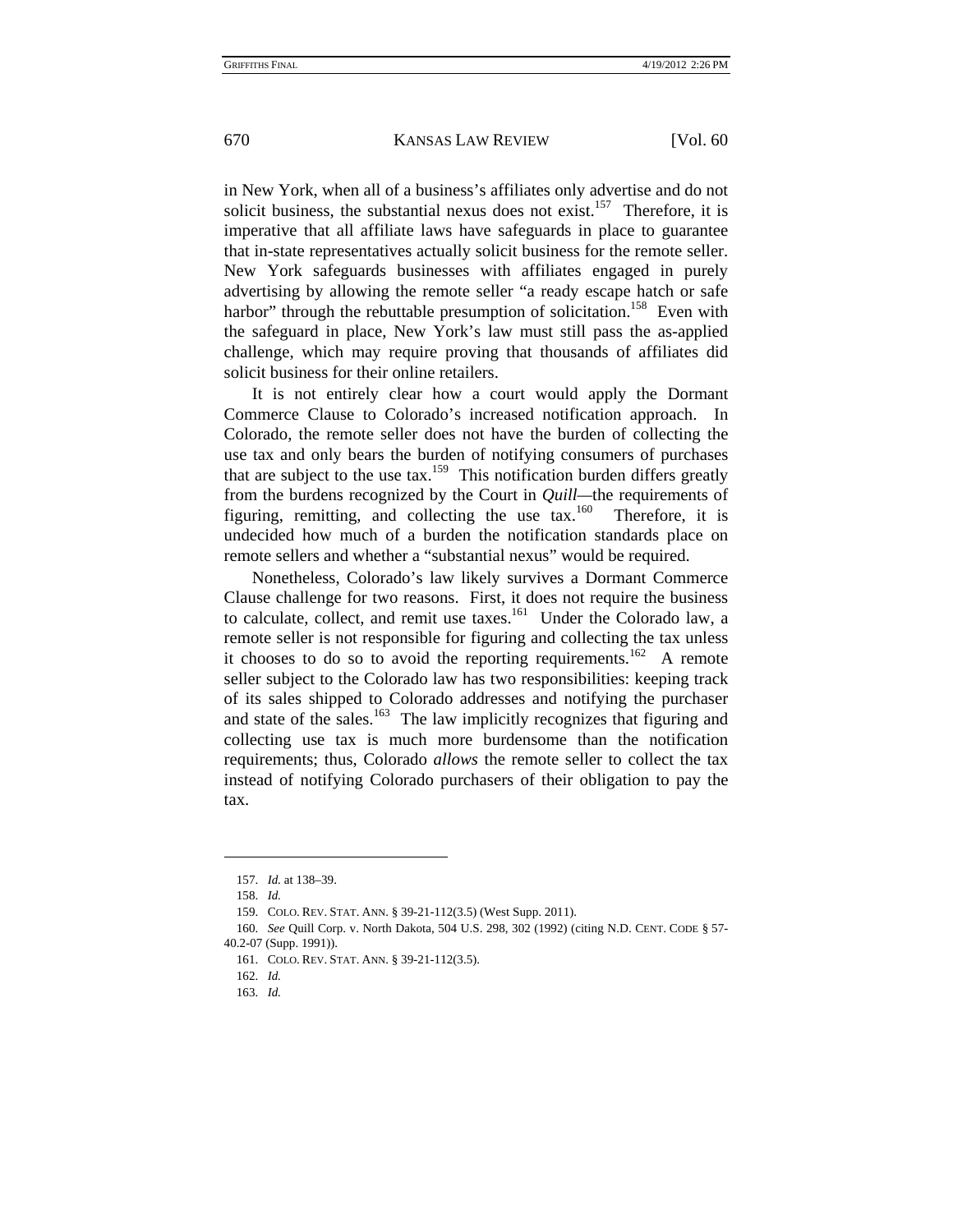in New York, when all of a business's affiliates only advertise and do not solicit business, the substantial nexus does not exist.[157] Therefore, it is imperative that all affiliate laws have safeguards in place to guarantee that in-state representatives actually solicit business for the remote seller. New York safeguards businesses with affiliates engaged in purely advertising by allowing the remote seller "a ready escape hatch or safe harbor" through the rebuttable presumption of solicitation.[158] Even with the safeguard in place, New York's law must still pass the as-applied challenge, which may require proving that thousands of affiliates did solicit business for their online retailers.

It is not entirely clear how a court would apply the Dormant Commerce Clause to Colorado's increased notification approach. In Colorado, the remote seller does not have the burden of collecting the use tax and only bears the burden of notifying consumers of purchases that are subject to the use tax.[159] This notification burden differs greatly from the burdens recognized by the Court in *Quill*—the requirements of figuring, remitting, and collecting the use tax.[160] Therefore, it is undecided how much of a burden the notification standards place on remote sellers and whether a "substantial nexus" would be required.

Nonetheless, Colorado's law likely survives a Dormant Commerce Clause challenge for two reasons. First, it does not require the business to calculate, collect, and remit use taxes.[161] Under the Colorado law, a remote seller is not responsible for figuring and collecting the tax unless it chooses to do so to avoid the reporting requirements.[162] A remote seller subject to the Colorado law has two responsibilities: keeping track of its sales shipped to Colorado addresses and notifying the purchaser and state of the sales.[163] The law implicitly recognizes that figuring and collecting use tax is much more burdensome than the notification requirements; thus, Colorado *allows* the remote seller to collect the tax instead of notifying Colorado purchasers of their obligation to pay the tax.

---

157. *Id.* at 138–39.

158. *Id.*

159. COLO. REV. STAT. ANN. § 39-21-112(3.5) (West Supp. 2011).

160. *See* Quill Corp. v. North Dakota, 504 U.S. 298, 302 (1992) (citing N.D. CENT. CODE § 57-40.2-07 (Supp. 1991)).

161. COLO. REV. STAT. ANN. § 39-21-112(3.5).

162. *Id.*

163. *Id.*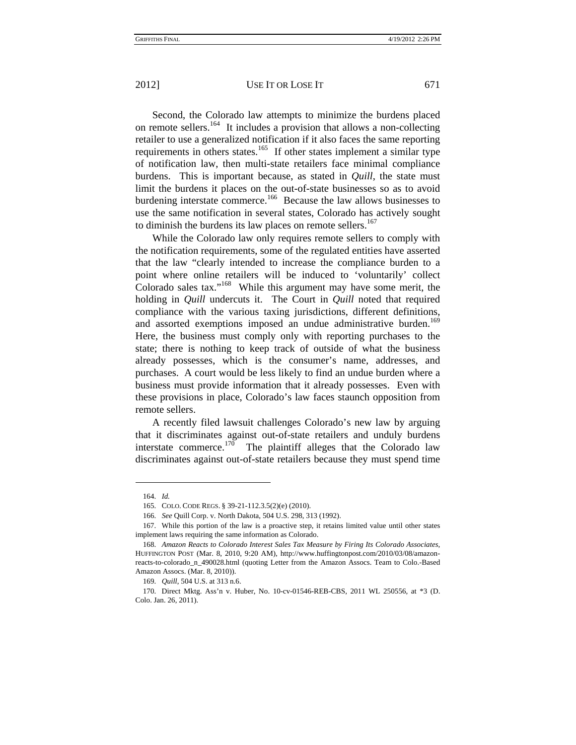Second, the Colorado law attempts to minimize the burdens placed on remote sellers.[164] It includes a provision that allows a non-collecting retailer to use a generalized notification if it also faces the same reporting requirements in others states.[165] If other states implement a similar type of notification law, then multi-state retailers face minimal compliance burdens. This is important because, as stated in *Quill*, the state must limit the burdens it places on the out-of-state businesses so as to avoid burdening interstate commerce.[166] Because the law allows businesses to use the same notification in several states, Colorado has actively sought to diminish the burdens its law places on remote sellers.[167]

While the Colorado law only requires remote sellers to comply with the notification requirements, some of the regulated entities have asserted that the law "clearly intended to increase the compliance burden to a point where online retailers will be induced to 'voluntarily' collect Colorado sales tax."[168] While this argument may have some merit, the holding in *Quill* undercuts it. The Court in *Quill* noted that required compliance with the various taxing jurisdictions, different definitions, and assorted exemptions imposed an undue administrative burden.[169] Here, the business must comply only with reporting purchases to the state; there is nothing to keep track of outside of what the business already possesses, which is the consumer's name, addresses, and purchases. A court would be less likely to find an undue burden where a business must provide information that it already possesses. Even with these provisions in place, Colorado's law faces staunch opposition from remote sellers.

A recently filed lawsuit challenges Colorado's new law by arguing that it discriminates against out-of-state retailers and unduly burdens interstate commerce.[170] The plaintiff alleges that the Colorado law discriminates against out-of-state retailers because they must spend time

---

164. *Id.*

165. COLO. CODE REGS. § 39-21-112.3.5(2)(e) (2010).

166. *See* Quill Corp. v. North Dakota, 504 U.S. 298, 313 (1992).

167. While this portion of the law is a proactive step, it retains limited value until other states implement laws requiring the same information as Colorado.

168. *Amazon Reacts to Colorado Interest Sales Tax Measure by Firing Its Colorado Associates*, HUFFINGTON POST (Mar. 8, 2010, 9:20 AM), http://www.huffingtonpost.com/2010/03/08/amazon-reacts-to-colorado_n_490028.html (quoting Letter from the Amazon Assocs. Team to Colo.-Based Amazon Assocs. (Mar. 8, 2010)).

169. *Quill*, 504 U.S. at 313 n.6.

170. Direct Mktg. Ass'n v. Huber, No. 10-cv-01546-REB-CBS, 2011 WL 250556, at *3 (D. Colo. Jan. 26, 2011).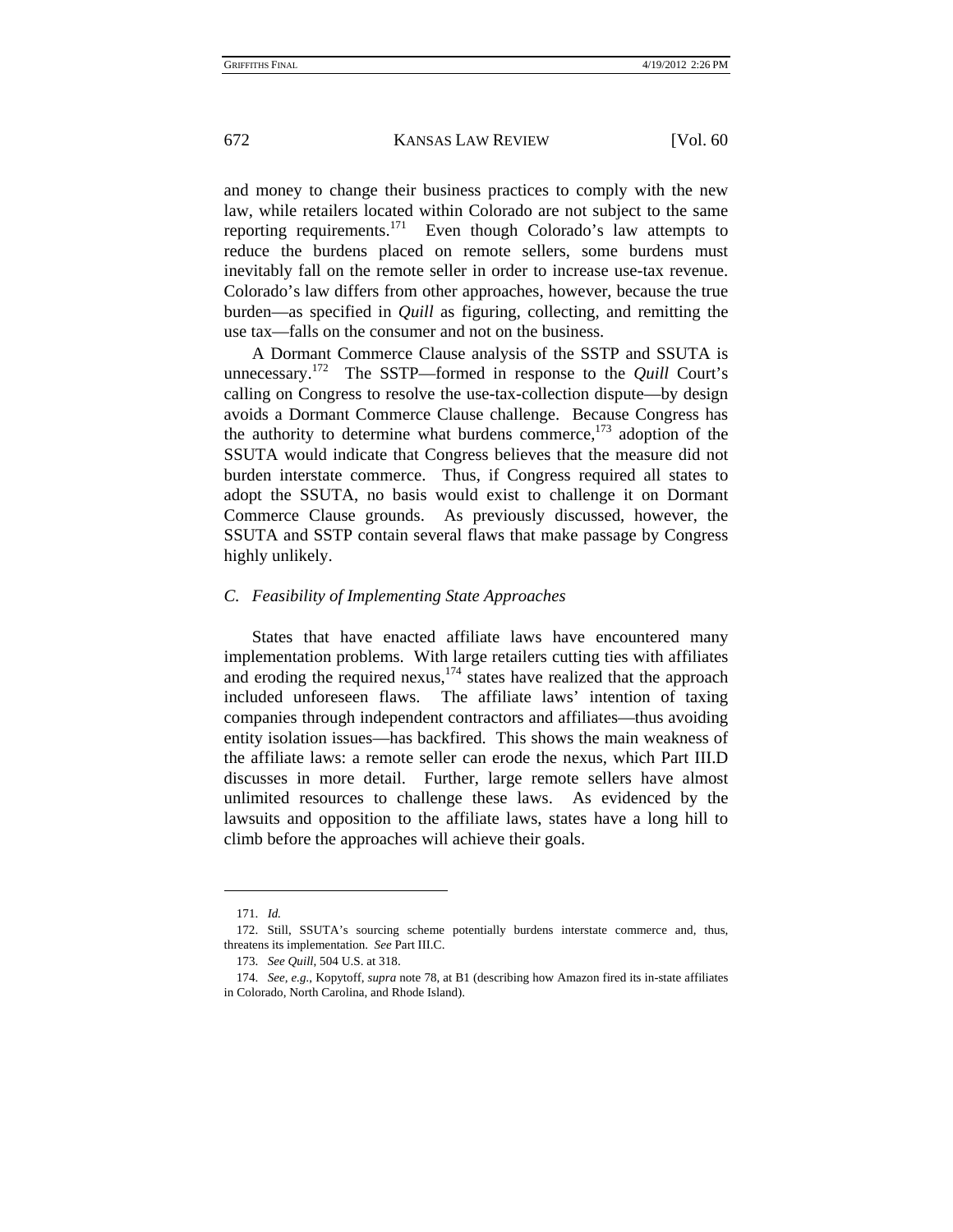and money to change their business practices to comply with the new law, while retailers located within Colorado are not subject to the same reporting requirements.[171] Even though Colorado's law attempts to reduce the burdens placed on remote sellers, some burdens must inevitably fall on the remote seller in order to increase use-tax revenue. Colorado's law differs from other approaches, however, because the true burden—as specified in *Quill* as figuring, collecting, and remitting the use tax—falls on the consumer and not on the business.

A Dormant Commerce Clause analysis of the SSTP and SSUTA is unnecessary.[172] The SSTP—formed in response to the *Quill* Court's calling on Congress to resolve the use-tax-collection dispute—by design avoids a Dormant Commerce Clause challenge. Because Congress has the authority to determine what burdens commerce,[173] adoption of the SSUTA would indicate that Congress believes that the measure did not burden interstate commerce. Thus, if Congress required all states to adopt the SSUTA, no basis would exist to challenge it on Dormant Commerce Clause grounds. As previously discussed, however, the SSUTA and SSTP contain several flaws that make passage by Congress highly unlikely.

### *C. Feasibility of Implementing State Approaches*

States that have enacted affiliate laws have encountered many implementation problems. With large retailers cutting ties with affiliates and eroding the required nexus,[174] states have realized that the approach included unforeseen flaws. The affiliate laws' intention of taxing companies through independent contractors and affiliates—thus avoiding entity isolation issues—has backfired. This shows the main weakness of the affiliate laws: a remote seller can erode the nexus, which Part III.D discusses in more detail. Further, large remote sellers have almost unlimited resources to challenge these laws. As evidenced by the lawsuits and opposition to the affiliate laws, states have a long hill to climb before the approaches will achieve their goals.

---

171. *Id.*

172. Still, SSUTA's sourcing scheme potentially burdens interstate commerce and, thus, threatens its implementation. *See* Part III.C.

173. *See Quill*, 504 U.S. at 318.

174. *See, e.g.*, Kopytoff, *supra* note 78, at B1 (describing how Amazon fired its in-state affiliates in Colorado, North Carolina, and Rhode Island).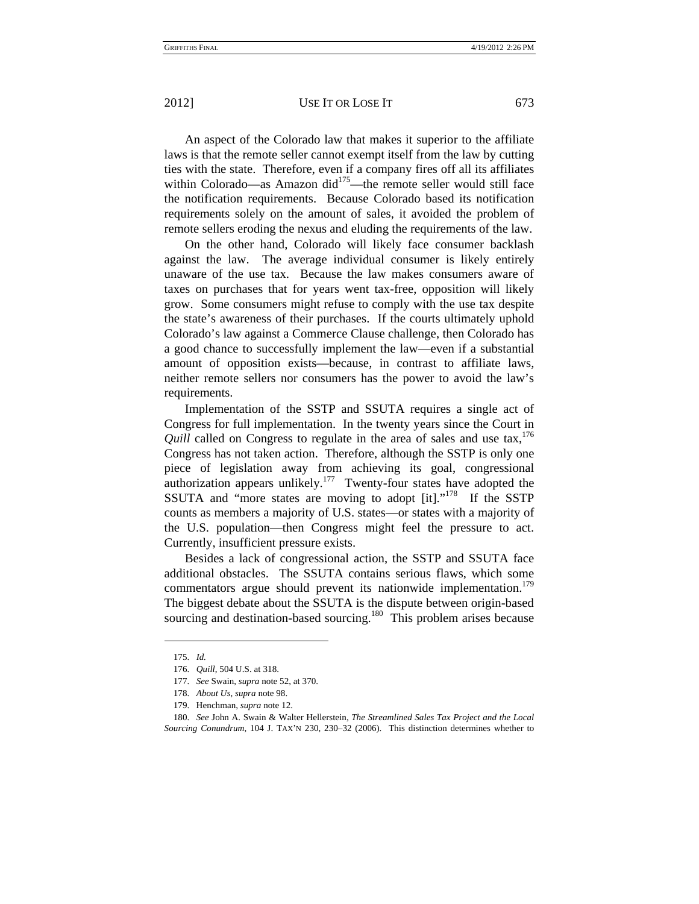An aspect of the Colorado law that makes it superior to the affiliate laws is that the remote seller cannot exempt itself from the law by cutting ties with the state. Therefore, even if a company fires off all its affiliates within Colorado—as Amazon did[175]—the remote seller would still face the notification requirements. Because Colorado based its notification requirements solely on the amount of sales, it avoided the problem of remote sellers eroding the nexus and eluding the requirements of the law.

On the other hand, Colorado will likely face consumer backlash against the law. The average individual consumer is likely entirely unaware of the use tax. Because the law makes consumers aware of taxes on purchases that for years went tax-free, opposition will likely grow. Some consumers might refuse to comply with the use tax despite the state's awareness of their purchases. If the courts ultimately uphold Colorado's law against a Commerce Clause challenge, then Colorado has a good chance to successfully implement the law—even if a substantial amount of opposition exists—because, in contrast to affiliate laws, neither remote sellers nor consumers has the power to avoid the law's requirements.

Implementation of the SSTP and SSUTA requires a single act of Congress for full implementation. In the twenty years since the Court in *Quill* called on Congress to regulate in the area of sales and use tax,[176] Congress has not taken action. Therefore, although the SSTP is only one piece of legislation away from achieving its goal, congressional authorization appears unlikely.[177] Twenty-four states have adopted the SSUTA and "more states are moving to adopt [it]."[178] If the SSTP counts as members a majority of U.S. states—or states with a majority of the U.S. population—then Congress might feel the pressure to act. Currently, insufficient pressure exists.

Besides a lack of congressional action, the SSTP and SSUTA face additional obstacles. The SSUTA contains serious flaws, which some commentators argue should prevent its nationwide implementation.[179] The biggest debate about the SSUTA is the dispute between origin-based sourcing and destination-based sourcing.[180] This problem arises because

---

175. *Id.*

176. *Quill*, 504 U.S. at 318.

177. *See* Swain, *supra* note 52, at 370.

178. *About Us*, *supra* note 98.

179. Henchman, *supra* note 12.

180. *See* John A. Swain & Walter Hellerstein, *The Streamlined Sales Tax Project and the Local Sourcing Conundrum*, 104 J. TAX'N 230, 230–32 (2006). This distinction determines whether to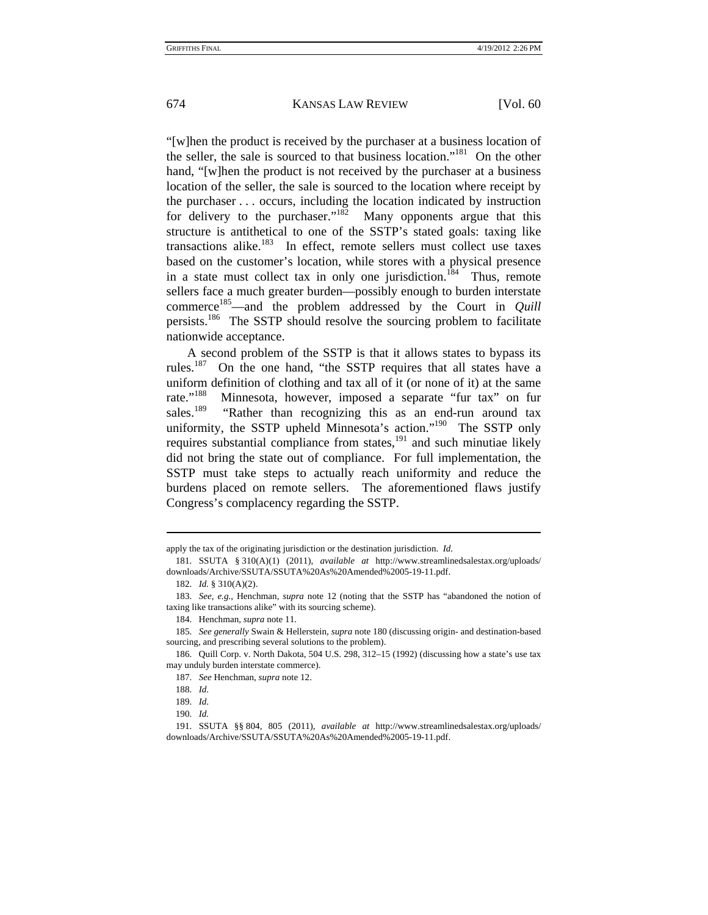"[w]hen the product is received by the purchaser at a business location of the seller, the sale is sourced to that business location."[181] On the other hand, "[w]hen the product is not received by the purchaser at a business location of the seller, the sale is sourced to the location where receipt by the purchaser . . . occurs, including the location indicated by instruction for delivery to the purchaser."[182] Many opponents argue that this structure is antithetical to one of the SSTP's stated goals: taxing like transactions alike.[183] In effect, remote sellers must collect use taxes based on the customer's location, while stores with a physical presence in a state must collect tax in only one jurisdiction.[184] Thus, remote sellers face a much greater burden—possibly enough to burden interstate commerce[185]—and the problem addressed by the Court in *Quill* persists.[186] The SSTP should resolve the sourcing problem to facilitate nationwide acceptance.

A second problem of the SSTP is that it allows states to bypass its rules.[187] On the one hand, "the SSTP requires that all states have a uniform definition of clothing and tax all of it (or none of it) at the same rate."[188] Minnesota, however, imposed a separate "fur tax" on fur sales.[189] "Rather than recognizing this as an end-run around tax uniformity, the SSTP upheld Minnesota's action."[190] The SSTP only requires substantial compliance from states,[191] and such minutiae likely did not bring the state out of compliance. For full implementation, the SSTP must take steps to actually reach uniformity and reduce the burdens placed on remote sellers. The aforementioned flaws justify Congress's complacency regarding the SSTP.

---

apply the tax of the originating jurisdiction or the destination jurisdiction. *Id.*

181. SSUTA § 310(A)(1) (2011), *available at* http://www.streamlinedsalestax.org/uploads/downloads/Archive/SSUTA/SSUTA%20As%20Amended%2005-19-11.pdf.

182. *Id.* § 310(A)(2).

183. *See, e.g.*, Henchman, *supra* note 12 (noting that the SSTP has "abandoned the notion of taxing like transactions alike" with its sourcing scheme).

184. Henchman, *supra* note 11.

185. *See generally* Swain & Hellerstein, *supra* note 180 (discussing origin- and destination-based sourcing, and prescribing several solutions to the problem).

186. Quill Corp. v. North Dakota, 504 U.S. 298, 312–15 (1992) (discussing how a state's use tax may unduly burden interstate commerce).

187. *See* Henchman, *supra* note 12.

188. *Id.*

189. *Id.*

190. *Id.*

191. SSUTA §§ 804, 805 (2011), *available at* http://www.streamlinedsalestax.org/uploads/downloads/Archive/SSUTA/SSUTA%20As%20Amended%2005-19-11.pdf.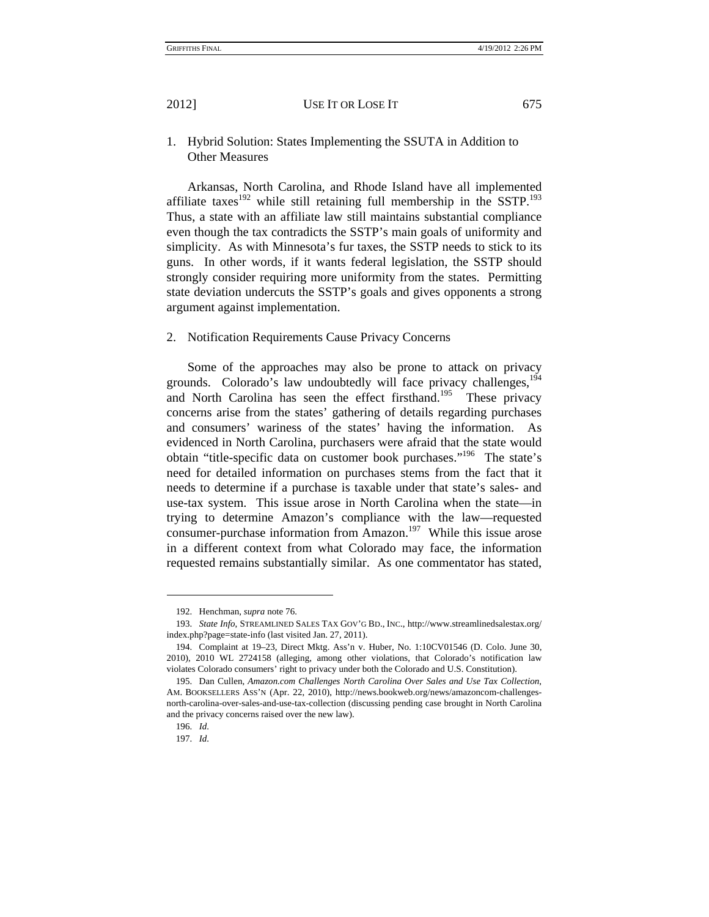### 1. Hybrid Solution: States Implementing the SSUTA in Addition to Other Measures

Arkansas, North Carolina, and Rhode Island have all implemented affiliate taxes[192] while still retaining full membership in the SSTP.[193] Thus, a state with an affiliate law still maintains substantial compliance even though the tax contradicts the SSTP's main goals of uniformity and simplicity. As with Minnesota's fur taxes, the SSTP needs to stick to its guns. In other words, if it wants federal legislation, the SSTP should strongly consider requiring more uniformity from the states. Permitting state deviation undercuts the SSTP's goals and gives opponents a strong argument against implementation.

### 2. Notification Requirements Cause Privacy Concerns

Some of the approaches may also be prone to attack on privacy grounds. Colorado's law undoubtedly will face privacy challenges,[194] and North Carolina has seen the effect firsthand.[195] These privacy concerns arise from the states' gathering of details regarding purchases and consumers' wariness of the states' having the information. As evidenced in North Carolina, purchasers were afraid that the state would obtain "title-specific data on customer book purchases."[196] The state's need for detailed information on purchases stems from the fact that it needs to determine if a purchase is taxable under that state's sales- and use-tax system. This issue arose in North Carolina when the state—in trying to determine Amazon's compliance with the law—requested consumer-purchase information from Amazon.[197] While this issue arose in a different context from what Colorado may face, the information requested remains substantially similar. As one commentator has stated,

---

192. Henchman, *supra* note 76.

193. *State Info*, STREAMLINED SALES TAX GOV'G BD., INC., http://www.streamlinedsalestax.org/index.php?page=state-info (last visited Jan. 27, 2011).

194. Complaint at 19–23, Direct Mktg. Ass'n v. Huber, No. 1:10CV01546 (D. Colo. June 30, 2010), 2010 WL 2724158 (alleging, among other violations, that Colorado's notification law violates Colorado consumers' right to privacy under both the Colorado and U.S. Constitution).

195. Dan Cullen, *Amazon.com Challenges North Carolina Over Sales and Use Tax Collection*, AM. BOOKSELLERS ASS'N (Apr. 22, 2010), http://news.bookweb.org/news/amazoncom-challenges-north-carolina-over-sales-and-use-tax-collection (discussing pending case brought in North Carolina and the privacy concerns raised over the new law).

196. *Id.*

197. *Id.*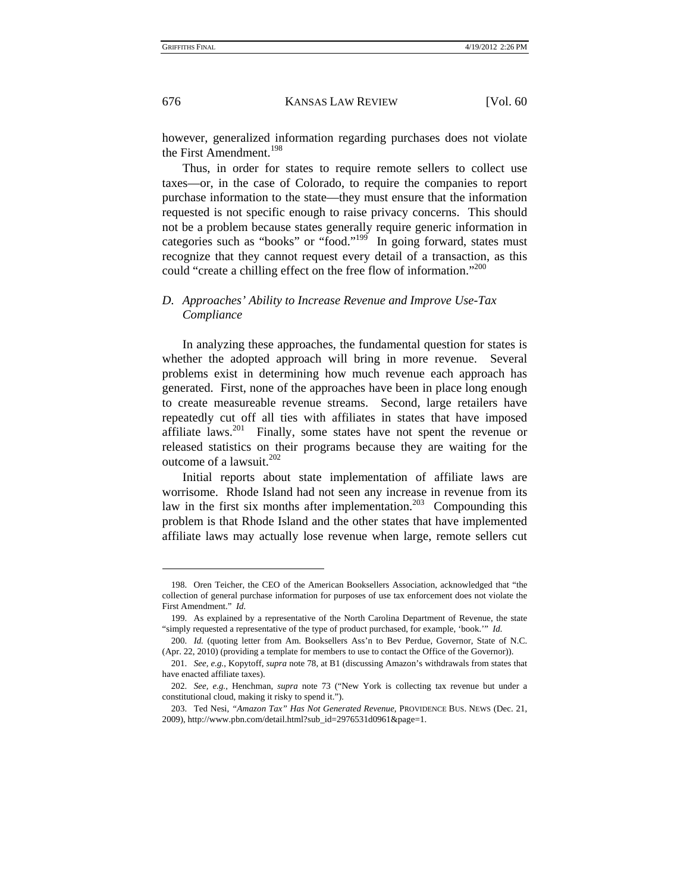however, generalized information regarding purchases does not violate the First Amendment.[198]

Thus, in order for states to require remote sellers to collect use taxes—or, in the case of Colorado, to require the companies to report purchase information to the state—they must ensure that the information requested is not specific enough to raise privacy concerns. This should not be a problem because states generally require generic information in categories such as "books" or "food."[199] In going forward, states must recognize that they cannot request every detail of a transaction, as this could "create a chilling effect on the free flow of information."[200]

### *D. Approaches' Ability to Increase Revenue and Improve Use-Tax Compliance*

In analyzing these approaches, the fundamental question for states is whether the adopted approach will bring in more revenue. Several problems exist in determining how much revenue each approach has generated. First, none of the approaches have been in place long enough to create measureable revenue streams. Second, large retailers have repeatedly cut off all ties with affiliates in states that have imposed affiliate laws.[201] Finally, some states have not spent the revenue or released statistics on their programs because they are waiting for the outcome of a lawsuit.[202]

Initial reports about state implementation of affiliate laws are worrisome. Rhode Island had not seen any increase in revenue from its law in the first six months after implementation.[203] Compounding this problem is that Rhode Island and the other states that have implemented affiliate laws may actually lose revenue when large, remote sellers cut

---

198. Oren Teicher, the CEO of the American Booksellers Association, acknowledged that "the collection of general purchase information for purposes of use tax enforcement does not violate the First Amendment." *Id.*

199. As explained by a representative of the North Carolina Department of Revenue, the state "simply requested a representative of the type of product purchased, for example, 'book.'" *Id.*

200. *Id.* (quoting letter from Am. Booksellers Ass'n to Bev Perdue, Governor, State of N.C. (Apr. 22, 2010) (providing a template for members to use to contact the Office of the Governor)).

201. *See, e.g.*, Kopytoff, *supra* note 78, at B1 (discussing Amazon's withdrawals from states that have enacted affiliate taxes).

202. *See, e.g.*, Henchman, *supra* note 73 ("New York is collecting tax revenue but under a constitutional cloud, making it risky to spend it.").

203. Ted Nesi, *"Amazon Tax" Has Not Generated Revenue*, PROVIDENCE BUS. NEWS (Dec. 21, 2009), http://www.pbn.com/detail.html?sub_id=2976531d0961&page=1.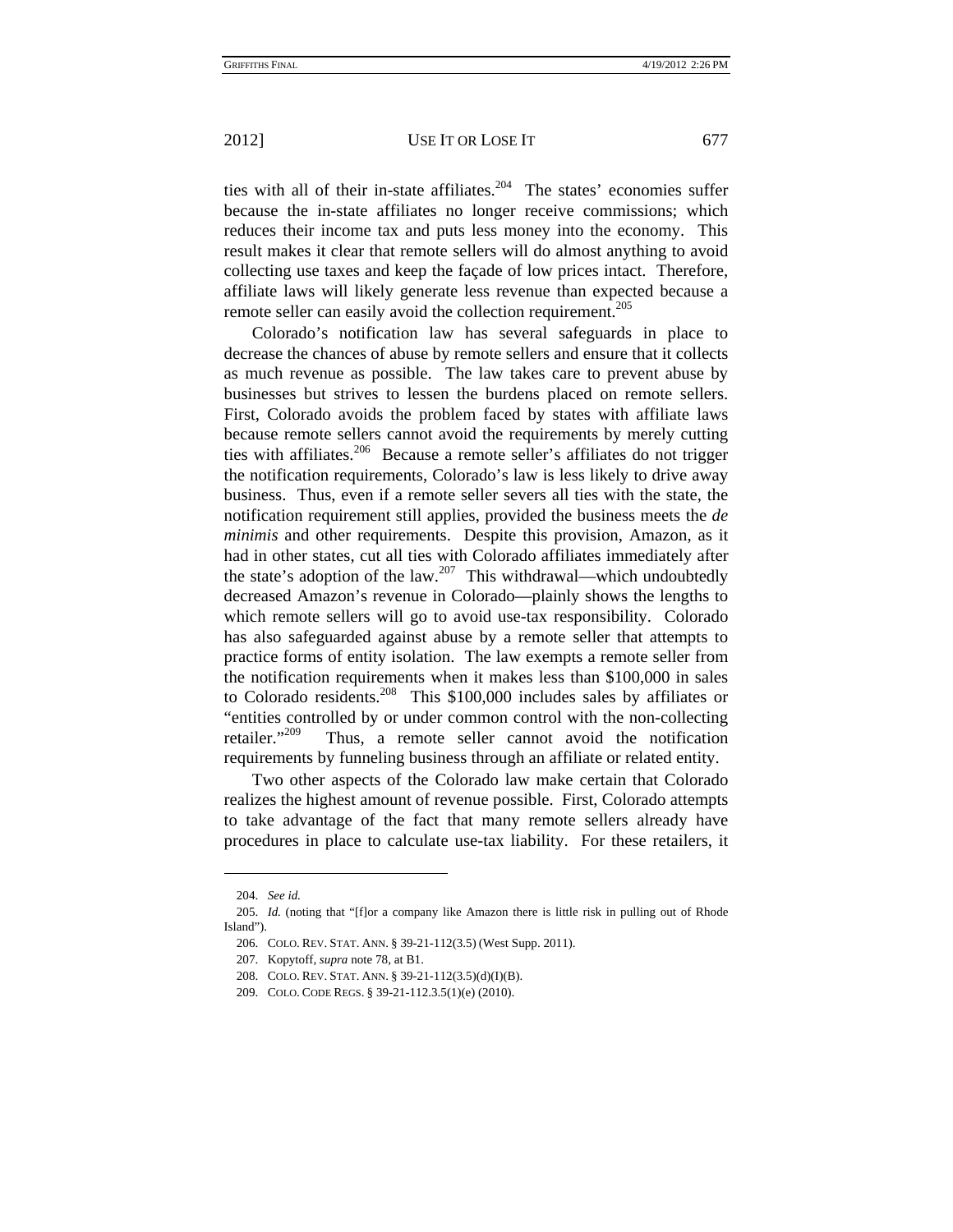ties with all of their in-state affiliates.[204] The states' economies suffer because the in-state affiliates no longer receive commissions; which reduces their income tax and puts less money into the economy. This result makes it clear that remote sellers will do almost anything to avoid collecting use taxes and keep the façade of low prices intact. Therefore, affiliate laws will likely generate less revenue than expected because a remote seller can easily avoid the collection requirement.[205]

Colorado's notification law has several safeguards in place to decrease the chances of abuse by remote sellers and ensure that it collects as much revenue as possible. The law takes care to prevent abuse by businesses but strives to lessen the burdens placed on remote sellers. First, Colorado avoids the problem faced by states with affiliate laws because remote sellers cannot avoid the requirements by merely cutting ties with affiliates.[206] Because a remote seller's affiliates do not trigger the notification requirements, Colorado's law is less likely to drive away business. Thus, even if a remote seller severs all ties with the state, the notification requirement still applies, provided the business meets the *de minimis* and other requirements. Despite this provision, Amazon, as it had in other states, cut all ties with Colorado affiliates immediately after the state's adoption of the law.[207] This withdrawal—which undoubtedly decreased Amazon's revenue in Colorado—plainly shows the lengths to which remote sellers will go to avoid use-tax responsibility. Colorado has also safeguarded against abuse by a remote seller that attempts to practice forms of entity isolation. The law exempts a remote seller from the notification requirements when it makes less than $100,000 in sales to Colorado residents.[208] This $100,000 includes sales by affiliates or "entities controlled by or under common control with the non-collecting retailer."[209] Thus, a remote seller cannot avoid the notification requirements by funneling business through an affiliate or related entity.

Two other aspects of the Colorado law make certain that Colorado realizes the highest amount of revenue possible. First, Colorado attempts to take advantage of the fact that many remote sellers already have procedures in place to calculate use-tax liability. For these retailers, it

---

204. *See id.*

205. *Id.* (noting that "[f]or a company like Amazon there is little risk in pulling out of Rhode Island").

206. COLO. REV. STAT. ANN. § 39-21-112(3.5) (West Supp. 2011).

207. Kopytoff, *supra* note 78, at B1.

208. COLO. REV. STAT. ANN. § 39-21-112(3.5)(d)(I)(B).

209. COLO. CODE REGS. § 39-21-112.3.5(1)(e) (2010).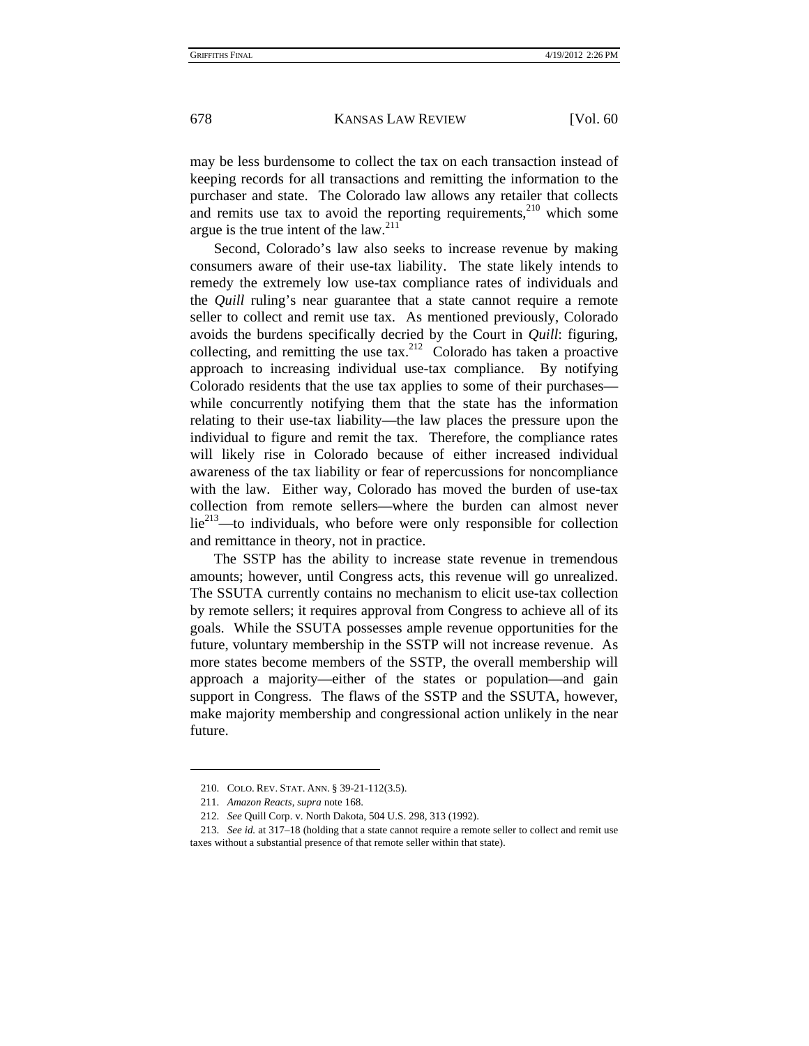may be less burdensome to collect the tax on each transaction instead of keeping records for all transactions and remitting the information to the purchaser and state. The Colorado law allows any retailer that collects and remits use tax to avoid the reporting requirements,[210] which some argue is the true intent of the law.[211]

Second, Colorado's law also seeks to increase revenue by making consumers aware of their use-tax liability. The state likely intends to remedy the extremely low use-tax compliance rates of individuals and the *Quill* ruling's near guarantee that a state cannot require a remote seller to collect and remit use tax. As mentioned previously, Colorado avoids the burdens specifically decried by the Court in *Quill*: figuring, collecting, and remitting the use tax.[212] Colorado has taken a proactive approach to increasing individual use-tax compliance. By notifying Colorado residents that the use tax applies to some of their purchases—while concurrently notifying them that the state has the information relating to their use-tax liability—the law places the pressure upon the individual to figure and remit the tax. Therefore, the compliance rates will likely rise in Colorado because of either increased individual awareness of the tax liability or fear of repercussions for noncompliance with the law. Either way, Colorado has moved the burden of use-tax collection from remote sellers—where the burden can almost never lie[213]—to individuals, who before were only responsible for collection and remittance in theory, not in practice.

The SSTP has the ability to increase state revenue in tremendous amounts; however, until Congress acts, this revenue will go unrealized. The SSUTA currently contains no mechanism to elicit use-tax collection by remote sellers; it requires approval from Congress to achieve all of its goals. While the SSUTA possesses ample revenue opportunities for the future, voluntary membership in the SSTP will not increase revenue. As more states become members of the SSTP, the overall membership will approach a majority—either of the states or population—and gain support in Congress. The flaws of the SSTP and the SSUTA, however, make majority membership and congressional action unlikely in the near future.

---

210. COLO. REV. STAT. ANN. § 39-21-112(3.5).

211. *Amazon Reacts*, *supra* note 168.

212. *See* Quill Corp. v. North Dakota, 504 U.S. 298, 313 (1992).

213. *See id.* at 317–18 (holding that a state cannot require a remote seller to collect and remit use taxes without a substantial presence of that remote seller within that state).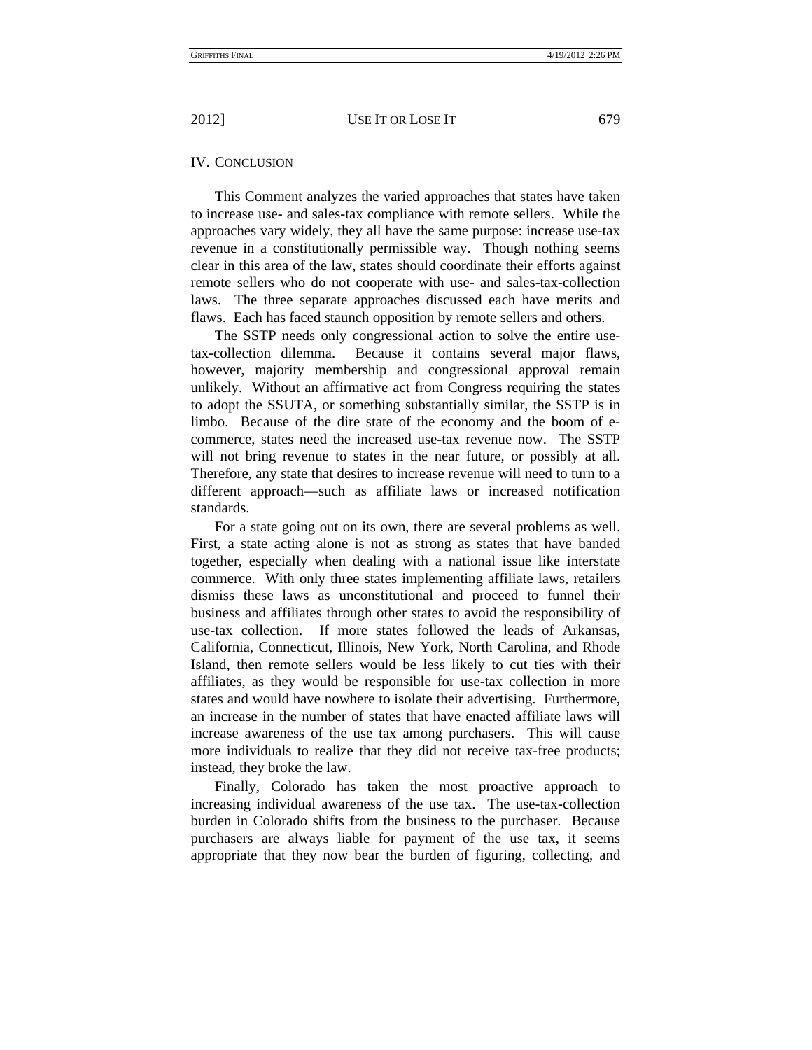## IV. Conclusion

This Comment analyzes the varied approaches that states have taken to increase use- and sales-tax compliance with remote sellers. While the approaches vary widely, they all have the same purpose: increase use-tax revenue in a constitutionally permissible way. Though nothing seems clear in this area of the law, states should coordinate their efforts against remote sellers who do not cooperate with use- and sales-tax-collection laws. The three separate approaches discussed each have merits and flaws. Each has faced staunch opposition by remote sellers and others.

The SSTP needs only congressional action to solve the entire use-tax-collection dilemma. Because it contains several major flaws, however, majority membership and congressional approval remain unlikely. Without an affirmative act from Congress requiring the states to adopt the SSUTA, or something substantially similar, the SSTP is in limbo. Because of the dire state of the economy and the boom of e-commerce, states need the increased use-tax revenue now. The SSTP will not bring revenue to states in the near future, or possibly at all. Therefore, any state that desires to increase revenue will need to turn to a different approach—such as affiliate laws or increased notification standards.

For a state going out on its own, there are several problems as well. First, a state acting alone is not as strong as states that have banded together, especially when dealing with a national issue like interstate commerce. With only three states implementing affiliate laws, retailers dismiss these laws as unconstitutional and proceed to funnel their business and affiliates through other states to avoid the responsibility of use-tax collection. If more states followed the leads of Arkansas, California, Connecticut, Illinois, New York, North Carolina, and Rhode Island, then remote sellers would be less likely to cut ties with their affiliates, as they would be responsible for use-tax collection in more states and would have nowhere to isolate their advertising. Furthermore, an increase in the number of states that have enacted affiliate laws will increase awareness of the use tax among purchasers. This will cause more individuals to realize that they did not receive tax-free products; instead, they broke the law.

Finally, Colorado has taken the most proactive approach to increasing individual awareness of the use tax. The use-tax-collection burden in Colorado shifts from the business to the purchaser. Because purchasers are always liable for payment of the use tax, it seems appropriate that they now bear the burden of figuring, collecting, and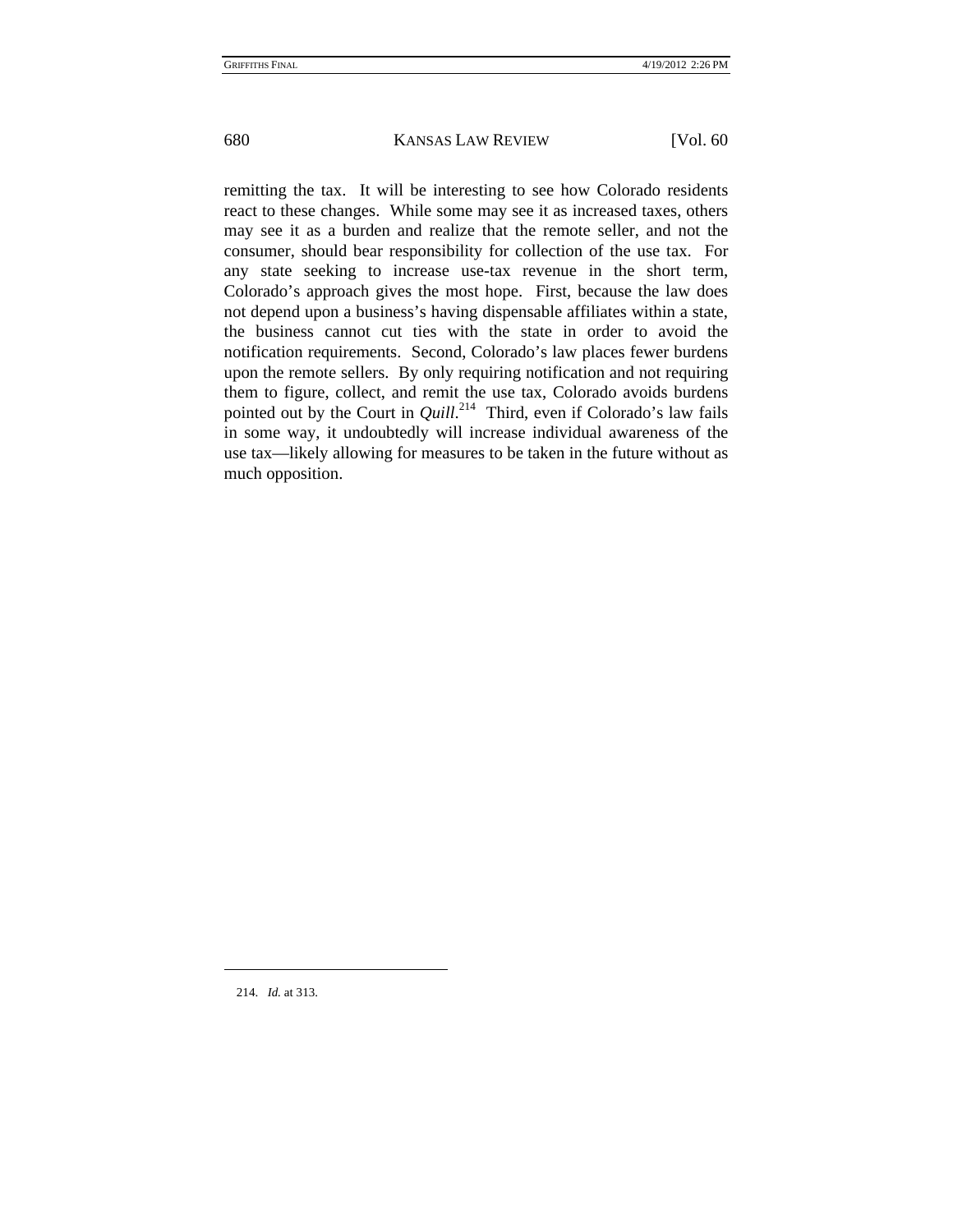remitting the tax. It will be interesting to see how Colorado residents react to these changes. While some may see it as increased taxes, others may see it as a burden and realize that the remote seller, and not the consumer, should bear responsibility for collection of the use tax. For any state seeking to increase use-tax revenue in the short term, Colorado's approach gives the most hope. First, because the law does not depend upon a business's having dispensable affiliates within a state, the business cannot cut ties with the state in order to avoid the notification requirements. Second, Colorado's law places fewer burdens upon the remote sellers. By only requiring notification and not requiring them to figure, collect, and remit the use tax, Colorado avoids burdens pointed out by the Court in *Quill*.[214] Third, even if Colorado's law fails in some way, it undoubtedly will increase individual awareness of the use tax—likely allowing for measures to be taken in the future without as much opposition.

---

214. *Id.* at 313.